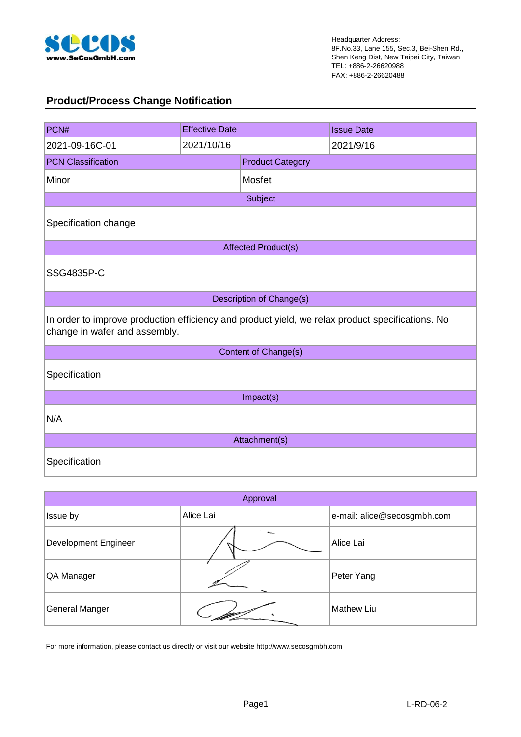www.SeCosGmbH.com

Headquarter Address:
8F.No.33, Lane 155, Sec.3, Bei-Shen Rd.,
Shen Keng Dist, New Taipei City, Taiwan
TEL: +886-2-26620988
FAX: +886-2-26620488

## Product/Process Change Notification

| PCN# | Effective Date | Issue Date |
|---|---|---|
| 2021-09-16C-01 | 2021/10/16 | 2021/9/16 |

| PCN Classification | Product Category |
|---|---|
| Minor | Mosfet |

| Subject |
|---|
| Specification change |

| Affected Product(s) |
|---|
| SSG4835P-C |

| Description of Change(s) |
|---|
| In order to improve production efficiency and product yield, we relax product specifications. No change in wafer and assembly. |

| Content of Change(s) |
|---|
| Specification |

| Impact(s) |
|---|
| N/A |

| Attachment(s) |
|---|
| Specification |

| Approval | | |
|---|---|---|
| Issue by | Alice Lai | e-mail: alice@secosgmbh.com |
| Development Engineer | | Alice Lai |
| QA Manager | | Peter Yang |
| General Manger | | Mathew Liu |

For more information, please contact us directly or visit our website http://www.secosgmbh.com

L-RD-06-2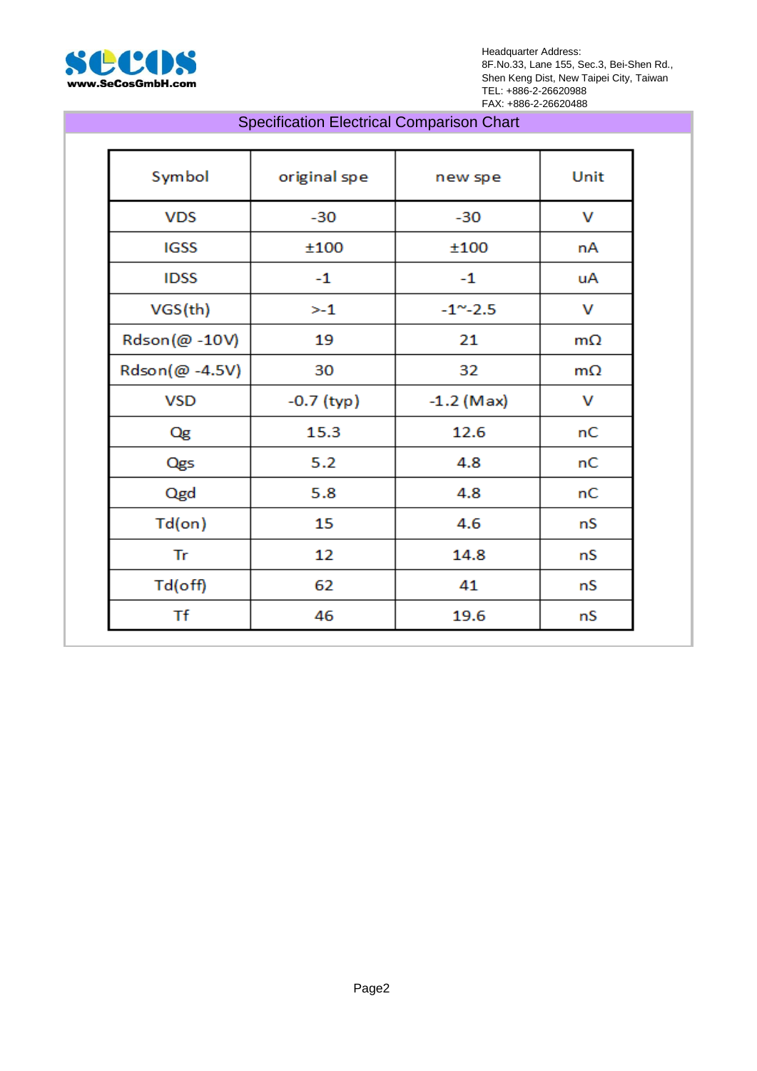Headquarter Address:
8F.No.33, Lane 155, Sec.3, Bei-Shen Rd.,
Shen Keng Dist, New Taipei City, Taiwan
TEL: +886-2-26620988
FAX: +886-2-26620488

## Specification Electrical Comparison Chart

| Symbol | original spe | new spe | Unit |
|---|---|---|---|
| VDS | -30 | -30 | V |
| IGSS | ±100 | ±100 | nA |
| IDSS | -1 | -1 | uA |
| VGS(th) | >-1 | -1~-2.5 | V |
| Rdson(@ -10V) | 19 | 21 | mΩ |
| Rdson(@ -4.5V) | 30 | 32 | mΩ |
| VSD | -0.7 (typ) | -1.2 (Max) | V |
| Qg | 15.3 | 12.6 | nC |
| Qgs | 5.2 | 4.8 | nC |
| Qgd | 5.8 | 4.8 | nC |
| Td(on) | 15 | 4.6 | nS |
| Tr | 12 | 14.8 | nS |
| Td(off) | 62 | 41 | nS |
| Tf | 46 | 19.6 | nS |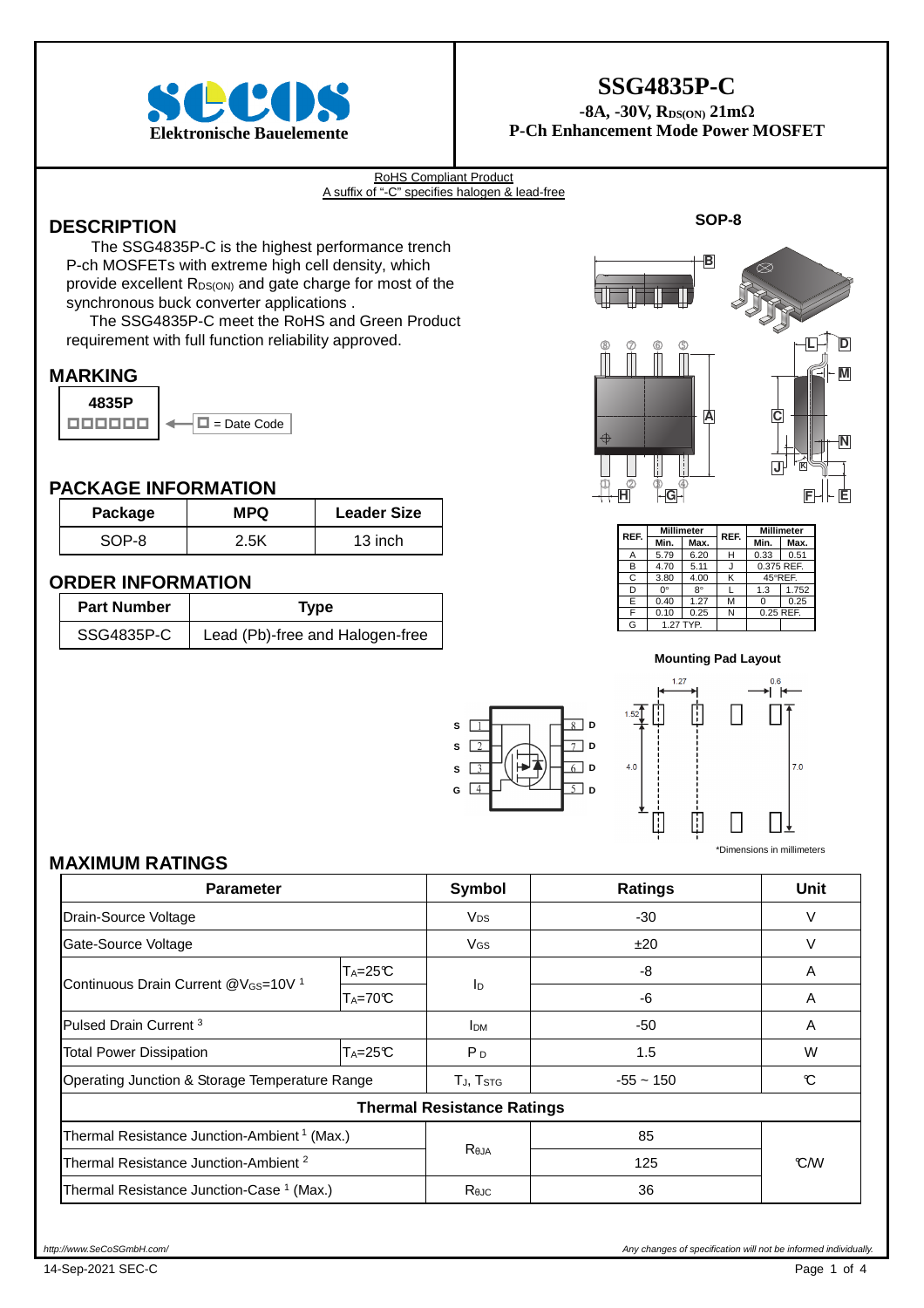# SSG4835P-C

**-8A, -30V, $R_{DS(ON)}$ 21mΩ**
**P-Ch Enhancement Mode Power MOSFET**

**Elektronische Bauelemente**

RoHS Compliant Product
A suffix of "-C" specifies halogen & lead-free

## DESCRIPTION

The SSG4835P-C is the highest performance trench P-ch MOSFETs with extreme high cell density, which provide excellent $R_{DS(ON)}$ and gate charge for most of the synchronous buck converter applications .

The SSG4835P-C meet the RoHS and Green Product requirement with full function reliability approved.

## MARKING

4835P
□□□□□□ ← □ = Date Code

## PACKAGE INFORMATION

| Package | MPQ | Leader Size |
|---|---|---|
| SOP-8 | 2.5K | 13 inch |

## ORDER INFORMATION

| Part Number | Type |
|---|---|
| SSG4835P-C | Lead (Pb)-free and Halogen-free |

**SOP-8**

| REF. | Millimeter | | REF. | Millimeter | |
|---|---|---|---|---|---|
| | Min. | Max. | | Min. | Max. |
| A | 5.79 | 6.20 | H | 0.33 | 0.51 |
| B | 4.70 | 5.11 | J | 0.375 REF. | |
| C | 3.80 | 4.00 | K | 45°REF. | |
| D | 0° | 8° | L | 1.3 | 1.752 |
| E | 0.40 | 1.27 | M | 0 | 0.25 |
| F | 0.10 | 0.25 | N | 0.25 REF. | |
| G | 1.27 TYP. | | | | |

**Mounting Pad Layout**

*Dimensions in millimeters

## MAXIMUM RATINGS

| Parameter | | Symbol | Ratings | Unit |
|---|---|---|---|---|
| Drain-Source Voltage | | $V_{DS}$ | -30 | V |
| Gate-Source Voltage | | $V_{GS}$ | ±20 | V |
| Continuous Drain Current @$V_{GS}$=10V [1] | $T_A$=25℃ | $I_D$ | -8 | A |
| | $T_A$=70℃ | | -6 | A |
| Pulsed Drain Current [3] | | $I_{DM}$ | -50 | A |
| Total Power Dissipation | $T_A$=25℃ | $P_D$ | 1.5 | W |
| Operating Junction & Storage Temperature Range | | $T_J$, $T_{STG}$ | -55 ~ 150 | ℃ |
| **Thermal Resistance Ratings** | | | | |
| Thermal Resistance Junction-Ambient [1] (Max.) | | $R_{\theta JA}$ | 85 | ℃/W |
| Thermal Resistance Junction-Ambient [2] | | | 125 | |
| Thermal Resistance Junction-Case [1] (Max.) | | $R_{\theta JC}$ | 36 | |

http://www.SeCoSGmbH.com/ — Any changes of specification will not be informed individually.

14-Sep-2021 SEC-C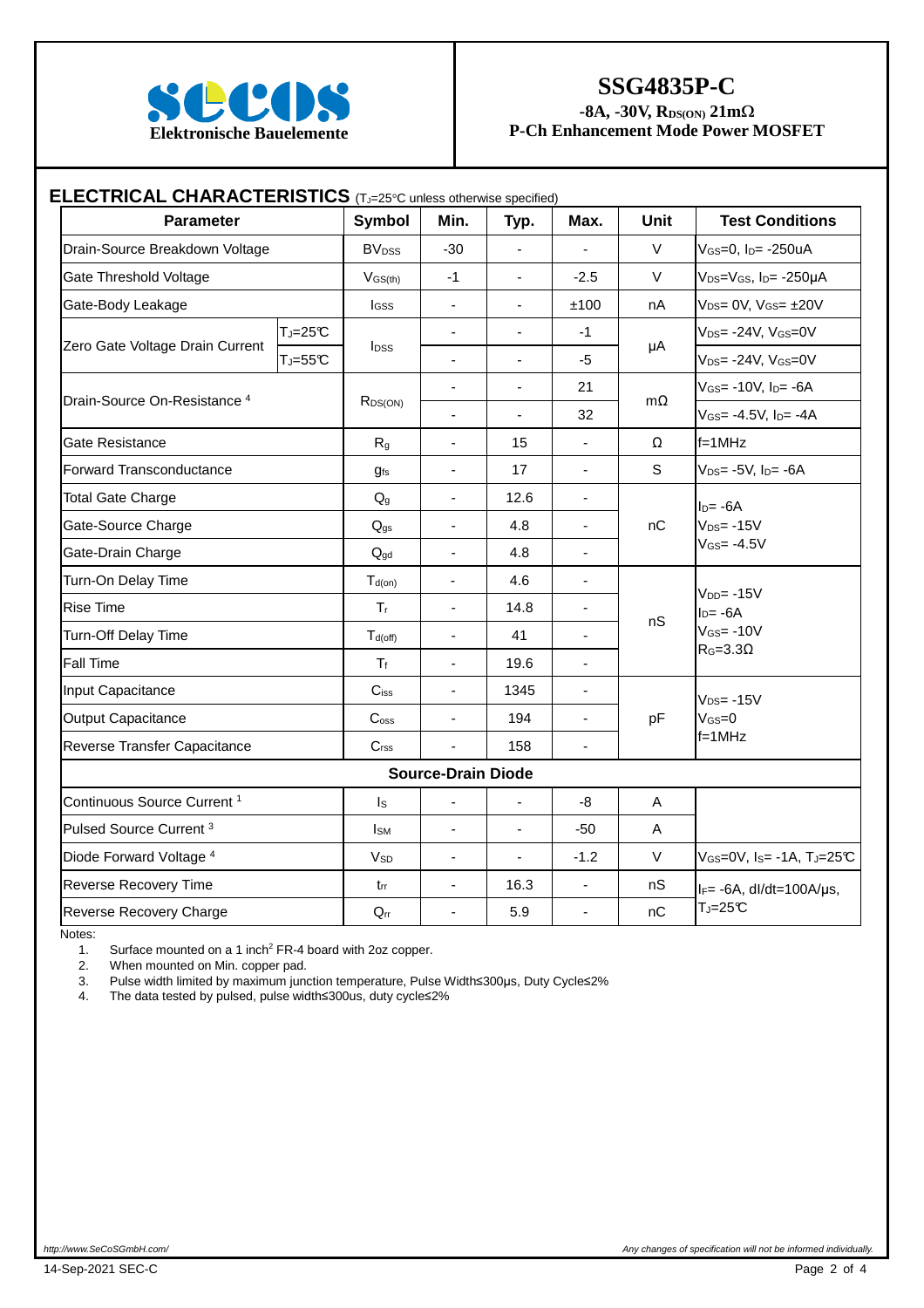SECOS Elektronische Bauelemente

# SSG4835P-C

**-8A, -30V, $R_{DS(ON)}$ 21mΩ**
**P-Ch Enhancement Mode Power MOSFET**

## ELECTRICAL CHARACTERISTICS ($T_J$=25°C unless otherwise specified)

| Parameter | | Symbol | Min. | Typ. | Max. | Unit | Test Conditions |
|---|---|---|---|---|---|---|---|
| Drain-Source Breakdown Voltage | | $BV_{DSS}$ | -30 | - | - | V | $V_{GS}$=0, $I_D$= -250uA |
| Gate Threshold Voltage | | $V_{GS(th)}$ | -1 | - | -2.5 | V | $V_{DS}$=$V_{GS}$, $I_D$= -250μA |
| Gate-Body Leakage | | $I_{GSS}$ | - | - | ±100 | nA | $V_{DS}$= 0V, $V_{GS}$= ±20V |
| Zero Gate Voltage Drain Current | $T_J$=25℃ | $I_{DSS}$ | - | - | -1 | μA | $V_{DS}$= -24V, $V_{GS}$=0V |
| | $T_J$=55℃ | | - | - | -5 | | $V_{DS}$= -24V, $V_{GS}$=0V |
| Drain-Source On-Resistance [4] | | $R_{DS(ON)}$ | - | - | 21 | mΩ | $V_{GS}$= -10V, $I_D$= -6A |
| | | | - | - | 32 | | $V_{GS}$= -4.5V, $I_D$= -4A |
| Gate Resistance | | $R_g$ | - | 15 | - | Ω | f=1MHz |
| Forward Transconductance | | $g_{fs}$ | - | 17 | - | S | $V_{DS}$= -5V, $I_D$= -6A |
| Total Gate Charge | | $Q_g$ | - | 12.6 | - | nC | $I_D$= -6A, $V_{DS}$= -15V, $V_{GS}$= -4.5V |
| Gate-Source Charge | | $Q_{gs}$ | - | 4.8 | - | | |
| Gate-Drain Charge | | $Q_{gd}$ | - | 4.8 | - | | |
| Turn-On Delay Time | | $T_{d(on)}$ | - | 4.6 | - | nS | $V_{DD}$= -15V, $I_D$= -6A, $V_{GS}$= -10V, $R_G$=3.3Ω |
| Rise Time | | $T_r$ | - | 14.8 | - | | |
| Turn-Off Delay Time | | $T_{d(off)}$ | - | 41 | - | | |
| Fall Time | | $T_f$ | - | 19.6 | - | | |
| Input Capacitance | | $C_{iss}$ | - | 1345 | - | pF | $V_{DS}$= -15V, $V_{GS}$=0, f=1MHz |
| Output Capacitance | | $C_{oss}$ | - | 194 | - | | |
| Reverse Transfer Capacitance | | $C_{rss}$ | - | 158 | - | | |
| **Source-Drain Diode** | | | | | | | |
| Continuous Source Current [1] | | $I_S$ | - | - | -8 | A | |
| Pulsed Source Current [3] | | $I_{SM}$ | - | - | -50 | A | |
| Diode Forward Voltage [4] | | $V_{SD}$ | - | - | -1.2 | V | $V_{GS}$=0V, $I_S$= -1A, $T_J$=25℃ |
| Reverse Recovery Time | | $t_{rr}$ | - | 16.3 | - | nS | $I_F$= -6A, dI/dt=100A/μs, $T_J$=25℃ |
| Reverse Recovery Charge | | $Q_{rr}$ | - | 5.9 | - | nC | |

Notes:

1. Surface mounted on a 1 inch$^2$ FR-4 board with 2oz copper.
2. When mounted on Min. copper pad.
3. Pulse width limited by maximum junction temperature, Pulse Width≤300μs, Duty Cycle≤2%
4. The data tested by pulsed, pulse width≤300us, duty cycle≤2%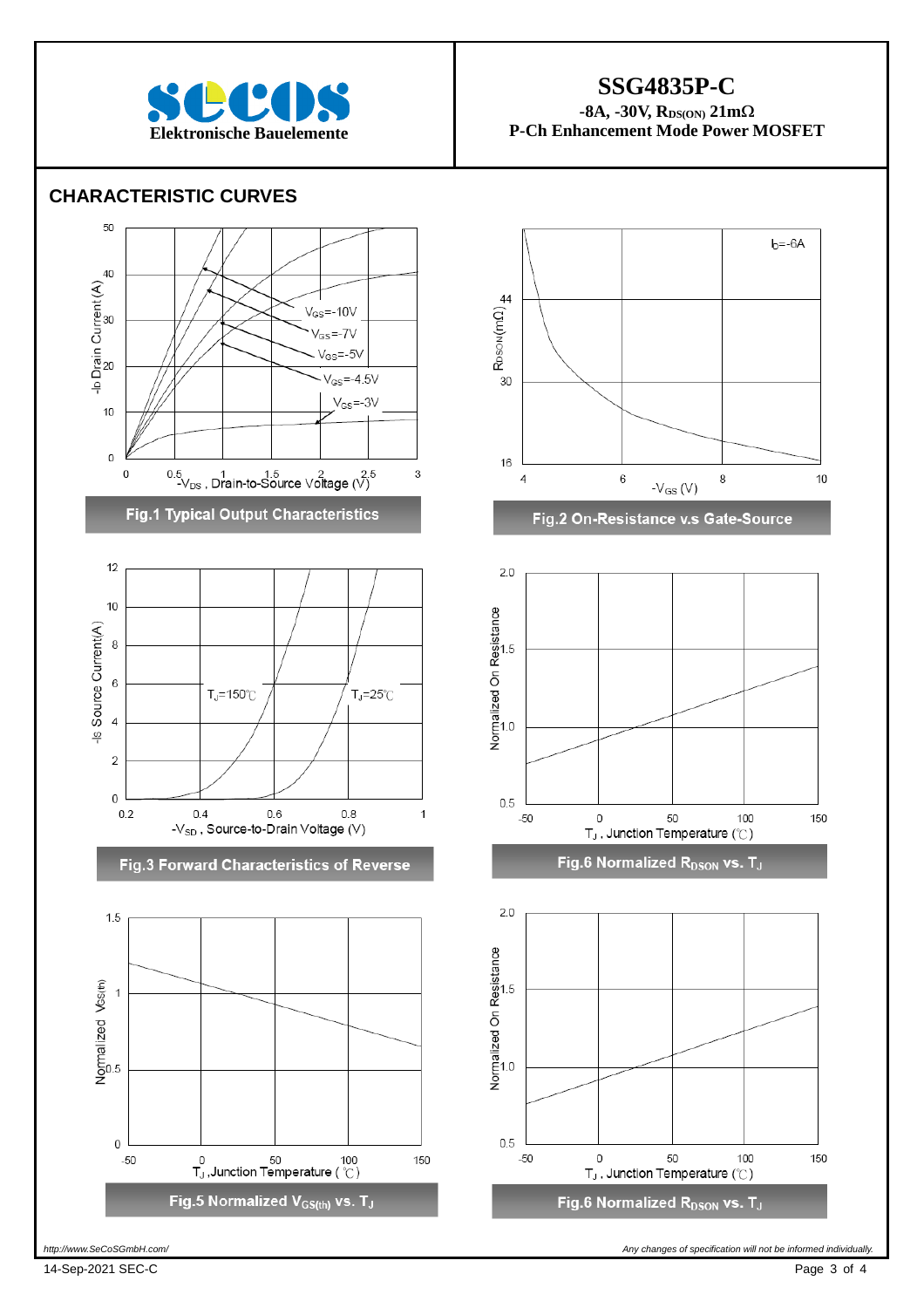# SSG4835P-C

**-8A, -30V, $R_{DS(ON)}$ 21mΩ**
**P-Ch Enhancement Mode Power MOSFET**

Elektronische Bauelemente

## CHARACTERISTIC CURVES

Fig.1 Typical Output Characteristics

Fig.2 On-Resistance v.s Gate-Source

Fig.3 Forward Characteristics of Reverse

Fig.6 Normalized $R_{DSON}$ vs. $T_J$

Fig.5 Normalized $V_{GS(th)}$ vs. $T_J$

Fig.6 Normalized $R_{DSON}$ vs. $T_J$

*http://www.SeCoSGmbH.com/*

*Any changes of specification will not be informed individually.*

14-Sep-2021 SEC-C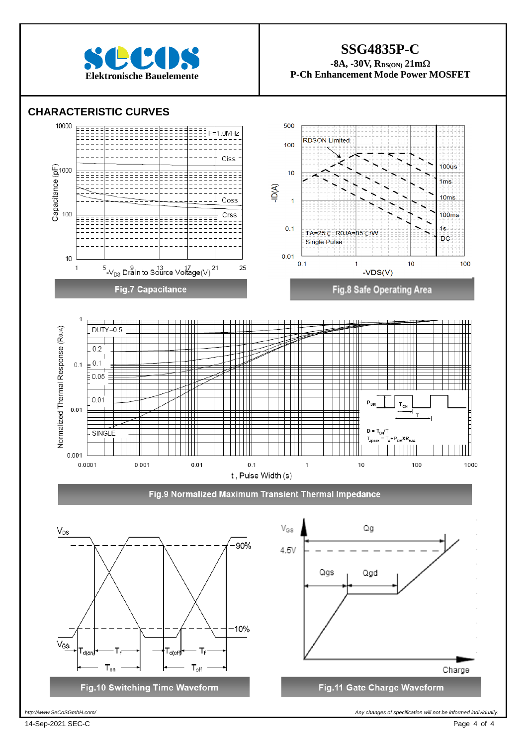# SSG4835P-C

**-8A, -30V, $R_{DS(ON)}$ 21mΩ**
**P-Ch Enhancement Mode Power MOSFET**

## CHARACTERISTIC CURVES

Fig.7 Capacitance

Fig.8 Safe Operating Area

Fig.9 Normalized Maximum Transient Thermal Impedance

Fig.10 Switching Time Waveform

Fig.11 Gate Charge Waveform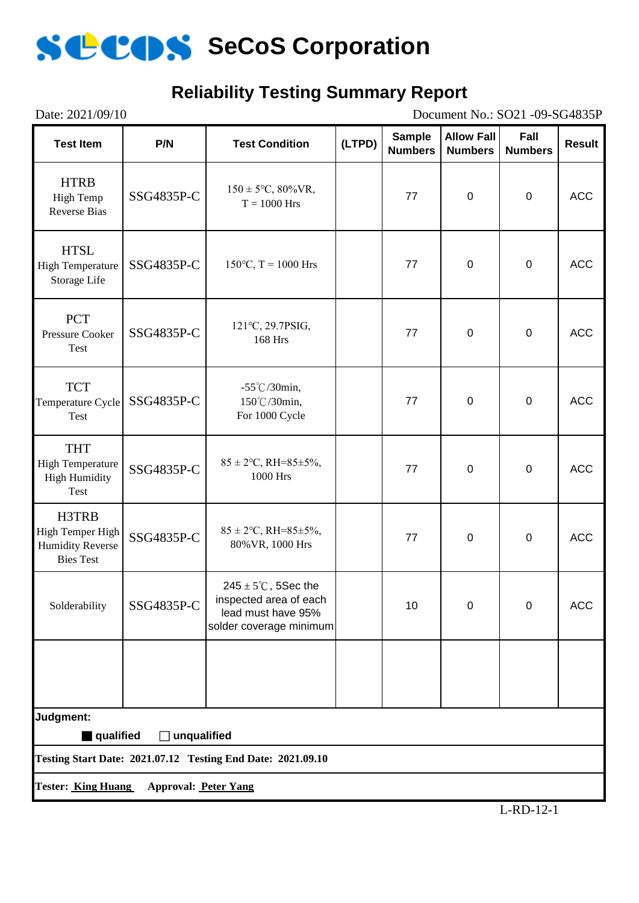# SeCoS Corporation

## Reliability Testing Summary Report

Date: 2021/09/10 Document No.: SO21 -09-SG4835P

| Test Item | P/N | Test Condition | (LTPD) | Sample Numbers | Allow Fall Numbers | Fall Numbers | Result |
|---|---|---|---|---|---|---|---|
| HTRB High Temp Reverse Bias | SSG4835P-C | 150 ± 5°C, 80%VR, T = 1000 Hrs | | 77 | 0 | 0 | ACC |
| HTSL High Temperature Storage Life | SSG4835P-C | 150°C, T = 1000 Hrs | | 77 | 0 | 0 | ACC |
| PCT Pressure Cooker Test | SSG4835P-C | 121°C, 29.7PSIG, 168 Hrs | | 77 | 0 | 0 | ACC |
| TCT Temperature Cycle Test | SSG4835P-C | -55℃/30min, 150℃/30min, For 1000 Cycle | | 77 | 0 | 0 | ACC |
| THT High Temperature High Humidity Test | SSG4835P-C | 85 ± 2°C, RH=85±5%, 1000 Hrs | | 77 | 0 | 0 | ACC |
| H3TRB High Temper High Humidity Reverse Bies Test | SSG4835P-C | 85 ± 2°C, RH=85±5%, 80%VR, 1000 Hrs | | 77 | 0 | 0 | ACC |
| Solderability | SSG4835P-C | 245 ± 5℃, 5Sec the inspected area of each lead must have 95% solder coverage minimum | | 10 | 0 | 0 | ACC |
| | | | | | | | |

**Judgment:**

■ qualified ☐ unqualified

**Testing Start Date: 2021.07.12 Testing End Date: 2021.09.10**

**Tester: King Huang Approval: Peter Yang**

L-RD-12-1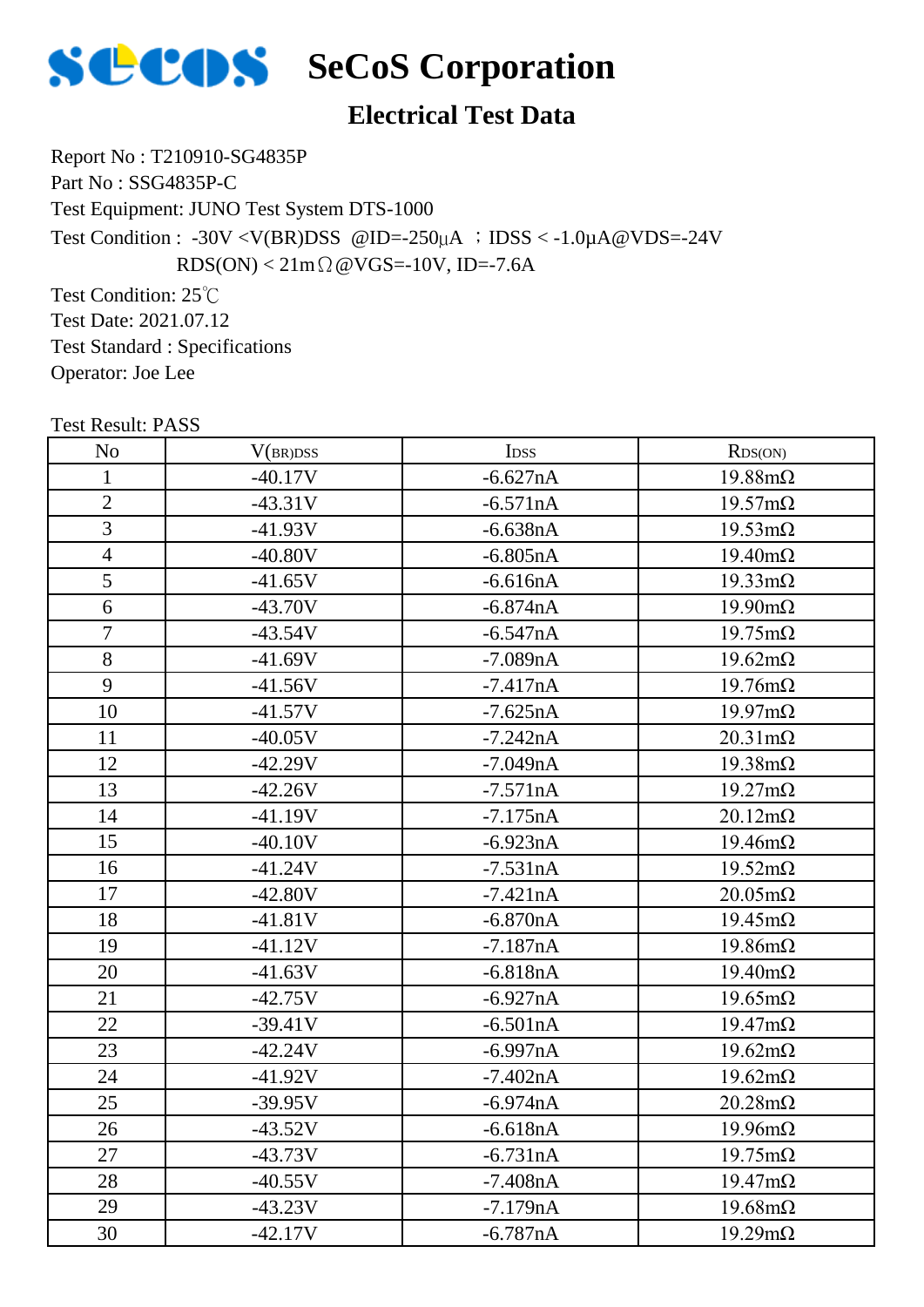# SeCoS Corporation

## Electrical Test Data

Report No : T210910-SG4835P

Part No : SSG4835P-C

Test Equipment: JUNO Test System DTS-1000

Test Condition : -30V <V(BR)DSS @ID=-250μA ；IDSS < -1.0μA@VDS=-24V

RDS(ON) < 21mΩ@VGS=-10V, ID=-7.6A

Test Condition: 25℃

Test Date: 2021.07.12

Test Standard : Specifications

Operator: Joe Lee

Test Result: PASS

| No | $V_{(BR)DSS}$ | $I_{DSS}$ | $R_{DS(ON)}$ |
|---|---|---|---|
| 1 | -40.17V | -6.627nA | 19.88mΩ |
| 2 | -43.31V | -6.571nA | 19.57mΩ |
| 3 | -41.93V | -6.638nA | 19.53mΩ |
| 4 | -40.80V | -6.805nA | 19.40mΩ |
| 5 | -41.65V | -6.616nA | 19.33mΩ |
| 6 | -43.70V | -6.874nA | 19.90mΩ |
| 7 | -43.54V | -6.547nA | 19.75mΩ |
| 8 | -41.69V | -7.089nA | 19.62mΩ |
| 9 | -41.56V | -7.417nA | 19.76mΩ |
| 10 | -41.57V | -7.625nA | 19.97mΩ |
| 11 | -40.05V | -7.242nA | 20.31mΩ |
| 12 | -42.29V | -7.049nA | 19.38mΩ |
| 13 | -42.26V | -7.571nA | 19.27mΩ |
| 14 | -41.19V | -7.175nA | 20.12mΩ |
| 15 | -40.10V | -6.923nA | 19.46mΩ |
| 16 | -41.24V | -7.531nA | 19.52mΩ |
| 17 | -42.80V | -7.421nA | 20.05mΩ |
| 18 | -41.81V | -6.870nA | 19.45mΩ |
| 19 | -41.12V | -7.187nA | 19.86mΩ |
| 20 | -41.63V | -6.818nA | 19.40mΩ |
| 21 | -42.75V | -6.927nA | 19.65mΩ |
| 22 | -39.41V | -6.501nA | 19.47mΩ |
| 23 | -42.24V | -6.997nA | 19.62mΩ |
| 24 | -41.92V | -7.402nA | 19.62mΩ |
| 25 | -39.95V | -6.974nA | 20.28mΩ |
| 26 | -43.52V | -6.618nA | 19.96mΩ |
| 27 | -43.73V | -6.731nA | 19.75mΩ |
| 28 | -40.55V | -7.408nA | 19.47mΩ |
| 29 | -43.23V | -7.179nA | 19.68mΩ |
| 30 | -42.17V | -6.787nA | 19.29mΩ |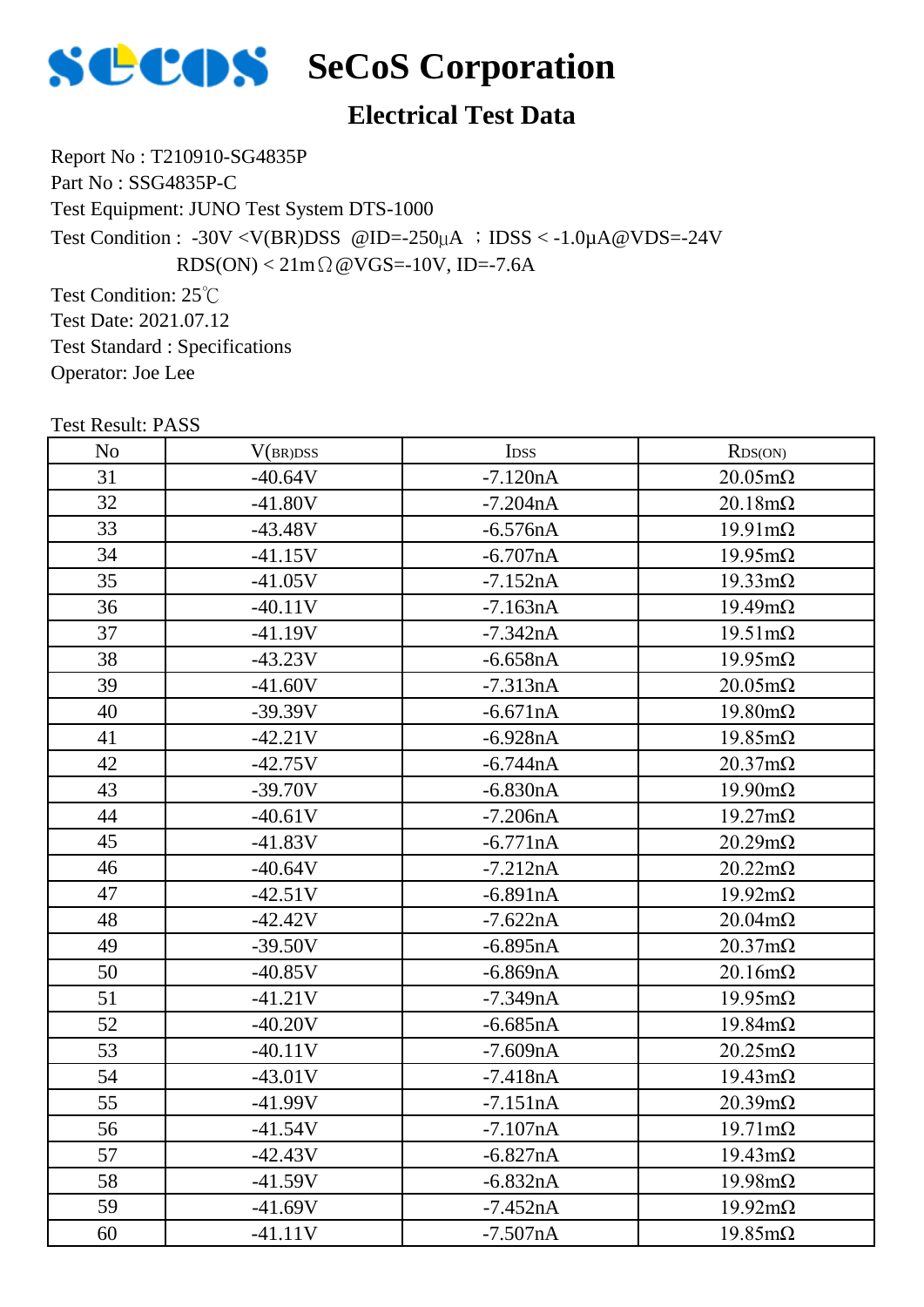# SeCoS Corporation

## Electrical Test Data

Report No : T210910-SG4835P
Part No : SSG4835P-C
Test Equipment: JUNO Test System DTS-1000
Test Condition : -30V <V(BR)DSS @ID=-250μA ；IDSS < -1.0μA@VDS=-24V
RDS(ON) < 21mΩ@VGS=-10V, ID=-7.6A
Test Condition: 25℃
Test Date: 2021.07.12
Test Standard : Specifications
Operator: Joe Lee

Test Result: PASS

| No | $V_{(BR)DSS}$ | $I_{DSS}$ | $R_{DS(ON)}$ |
|---|---|---|---|
| 31 | -40.64V | -7.120nA | 20.05mΩ |
| 32 | -41.80V | -7.204nA | 20.18mΩ |
| 33 | -43.48V | -6.576nA | 19.91mΩ |
| 34 | -41.15V | -6.707nA | 19.95mΩ |
| 35 | -41.05V | -7.152nA | 19.33mΩ |
| 36 | -40.11V | -7.163nA | 19.49mΩ |
| 37 | -41.19V | -7.342nA | 19.51mΩ |
| 38 | -43.23V | -6.658nA | 19.95mΩ |
| 39 | -41.60V | -7.313nA | 20.05mΩ |
| 40 | -39.39V | -6.671nA | 19.80mΩ |
| 41 | -42.21V | -6.928nA | 19.85mΩ |
| 42 | -42.75V | -6.744nA | 20.37mΩ |
| 43 | -39.70V | -6.830nA | 19.90mΩ |
| 44 | -40.61V | -7.206nA | 19.27mΩ |
| 45 | -41.83V | -6.771nA | 20.29mΩ |
| 46 | -40.64V | -7.212nA | 20.22mΩ |
| 47 | -42.51V | -6.891nA | 19.92mΩ |
| 48 | -42.42V | -7.622nA | 20.04mΩ |
| 49 | -39.50V | -6.895nA | 20.37mΩ |
| 50 | -40.85V | -6.869nA | 20.16mΩ |
| 51 | -41.21V | -7.349nA | 19.95mΩ |
| 52 | -40.20V | -6.685nA | 19.84mΩ |
| 53 | -40.11V | -7.609nA | 20.25mΩ |
| 54 | -43.01V | -7.418nA | 19.43mΩ |
| 55 | -41.99V | -7.151nA | 20.39mΩ |
| 56 | -41.54V | -7.107nA | 19.71mΩ |
| 57 | -42.43V | -6.827nA | 19.43mΩ |
| 58 | -41.59V | -6.832nA | 19.98mΩ |
| 59 | -41.69V | -7.452nA | 19.92mΩ |
| 60 | -41.11V | -7.507nA | 19.85mΩ |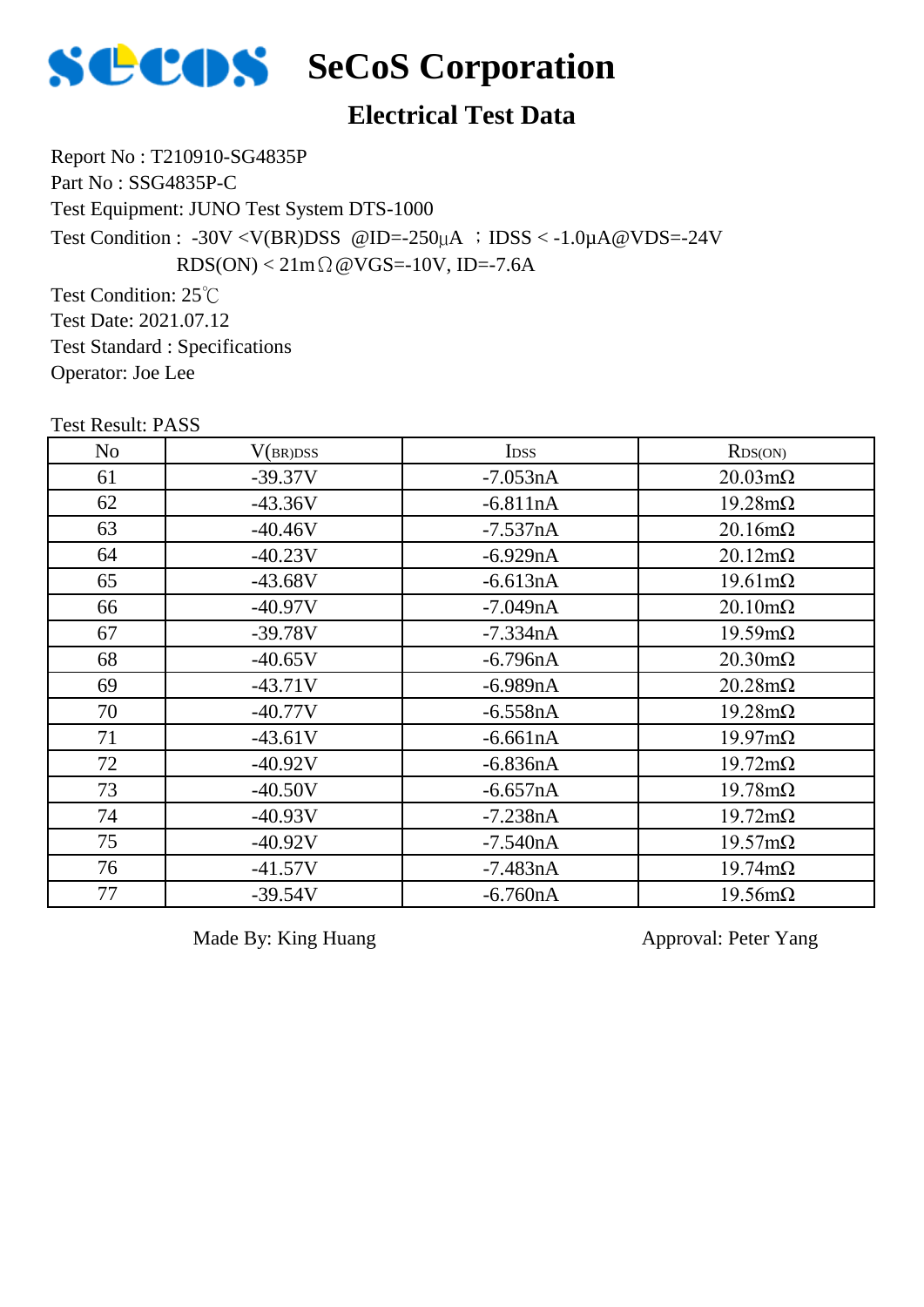# SeCoS Corporation

## Electrical Test Data

Report No : T210910-SG4835P

Part No : SSG4835P-C

Test Equipment: JUNO Test System DTS-1000

Test Condition : -30V <V(BR)DSS @ID=-250μA ；IDSS < -1.0μA@VDS=-24V

RDS(ON) < 21mΩ@VGS=-10V, ID=-7.6A

Test Condition: 25℃

Test Date: 2021.07.12

Test Standard : Specifications

Operator: Joe Lee

Test Result: PASS

| No | $V_{(BR)DSS}$ | $I_{DSS}$ | $R_{DS(ON)}$ |
|---|---|---|---|
| 61 | -39.37V | -7.053nA | 20.03mΩ |
| 62 | -43.36V | -6.811nA | 19.28mΩ |
| 63 | -40.46V | -7.537nA | 20.16mΩ |
| 64 | -40.23V | -6.929nA | 20.12mΩ |
| 65 | -43.68V | -6.613nA | 19.61mΩ |
| 66 | -40.97V | -7.049nA | 20.10mΩ |
| 67 | -39.78V | -7.334nA | 19.59mΩ |
| 68 | -40.65V | -6.796nA | 20.30mΩ |
| 69 | -43.71V | -6.989nA | 20.28mΩ |
| 70 | -40.77V | -6.558nA | 19.28mΩ |
| 71 | -43.61V | -6.661nA | 19.97mΩ |
| 72 | -40.92V | -6.836nA | 19.72mΩ |
| 73 | -40.50V | -6.657nA | 19.78mΩ |
| 74 | -40.93V | -7.238nA | 19.72mΩ |
| 75 | -40.92V | -7.540nA | 19.57mΩ |
| 76 | -41.57V | -7.483nA | 19.74mΩ |
| 77 | -39.54V | -6.760nA | 19.56mΩ |

Made By: King Huang　　　　　　Approval: Peter Yang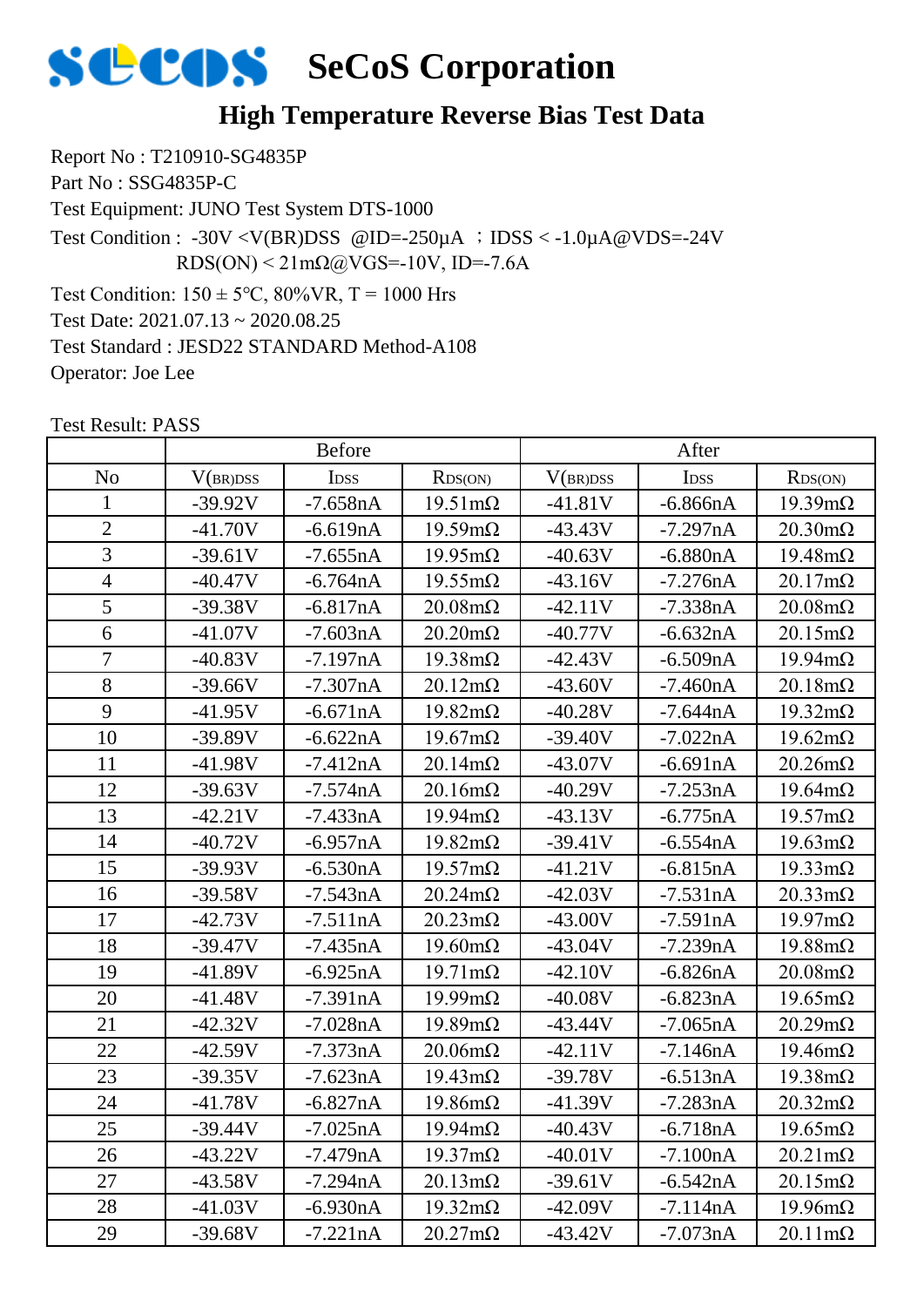# SeCoS Corporation

## High Temperature Reverse Bias Test Data

Report No : T210910-SG4835P

Part No : SSG4835P-C

Test Equipment: JUNO Test System DTS-1000

Test Condition : -30V <V(BR)DSS @ID=-250μA ；IDSS < -1.0μA@VDS=-24V
RDS(ON) < 21mΩ@VGS=-10V, ID=-7.6A

Test Condition: 150 ± 5°C, 80%VR, T = 1000 Hrs

Test Date: 2021.07.13 ~ 2020.08.25

Test Standard : JESD22 STANDARD Method-A108

Operator: Joe Lee

Test Result: PASS

| | Before | | | After | | |
|---|---|---|---|---|---|---|
| No | $V_{(BR)DSS}$ | $I_{DSS}$ | $R_{DS(ON)}$ | $V_{(BR)DSS}$ | $I_{DSS}$ | $R_{DS(ON)}$ |
| 1 | -39.92V | -7.658nA | 19.51mΩ | -41.81V | -6.866nA | 19.39mΩ |
| 2 | -41.70V | -6.619nA | 19.59mΩ | -43.43V | -7.297nA | 20.30mΩ |
| 3 | -39.61V | -7.655nA | 19.95mΩ | -40.63V | -6.880nA | 19.48mΩ |
| 4 | -40.47V | -6.764nA | 19.55mΩ | -43.16V | -7.276nA | 20.17mΩ |
| 5 | -39.38V | -6.817nA | 20.08mΩ | -42.11V | -7.338nA | 20.08mΩ |
| 6 | -41.07V | -7.603nA | 20.20mΩ | -40.77V | -6.632nA | 20.15mΩ |
| 7 | -40.83V | -7.197nA | 19.38mΩ | -42.43V | -6.509nA | 19.94mΩ |
| 8 | -39.66V | -7.307nA | 20.12mΩ | -43.60V | -7.460nA | 20.18mΩ |
| 9 | -41.95V | -6.671nA | 19.82mΩ | -40.28V | -7.644nA | 19.32mΩ |
| 10 | -39.89V | -6.622nA | 19.67mΩ | -39.40V | -7.022nA | 19.62mΩ |
| 11 | -41.98V | -7.412nA | 20.14mΩ | -43.07V | -6.691nA | 20.26mΩ |
| 12 | -39.63V | -7.574nA | 20.16mΩ | -40.29V | -7.253nA | 19.64mΩ |
| 13 | -42.21V | -7.433nA | 19.94mΩ | -43.13V | -6.775nA | 19.57mΩ |
| 14 | -40.72V | -6.957nA | 19.82mΩ | -39.41V | -6.554nA | 19.63mΩ |
| 15 | -39.93V | -6.530nA | 19.57mΩ | -41.21V | -6.815nA | 19.33mΩ |
| 16 | -39.58V | -7.543nA | 20.24mΩ | -42.03V | -7.531nA | 20.33mΩ |
| 17 | -42.73V | -7.511nA | 20.23mΩ | -43.00V | -7.591nA | 19.97mΩ |
| 18 | -39.47V | -7.435nA | 19.60mΩ | -43.04V | -7.239nA | 19.88mΩ |
| 19 | -41.89V | -6.925nA | 19.71mΩ | -42.10V | -6.826nA | 20.08mΩ |
| 20 | -41.48V | -7.391nA | 19.99mΩ | -40.08V | -6.823nA | 19.65mΩ |
| 21 | -42.32V | -7.028nA | 19.89mΩ | -43.44V | -7.065nA | 20.29mΩ |
| 22 | -42.59V | -7.373nA | 20.06mΩ | -42.11V | -7.146nA | 19.46mΩ |
| 23 | -39.35V | -7.623nA | 19.43mΩ | -39.78V | -6.513nA | 19.38mΩ |
| 24 | -41.78V | -6.827nA | 19.86mΩ | -41.39V | -7.283nA | 20.32mΩ |
| 25 | -39.44V | -7.025nA | 19.94mΩ | -40.43V | -6.718nA | 19.65mΩ |
| 26 | -43.22V | -7.479nA | 19.37mΩ | -40.01V | -7.100nA | 20.21mΩ |
| 27 | -43.58V | -7.294nA | 20.13mΩ | -39.61V | -6.542nA | 20.15mΩ |
| 28 | -41.03V | -6.930nA | 19.32mΩ | -42.09V | -7.114nA | 19.96mΩ |
| 29 | -39.68V | -7.221nA | 20.27mΩ | -43.42V | -7.073nA | 20.11mΩ |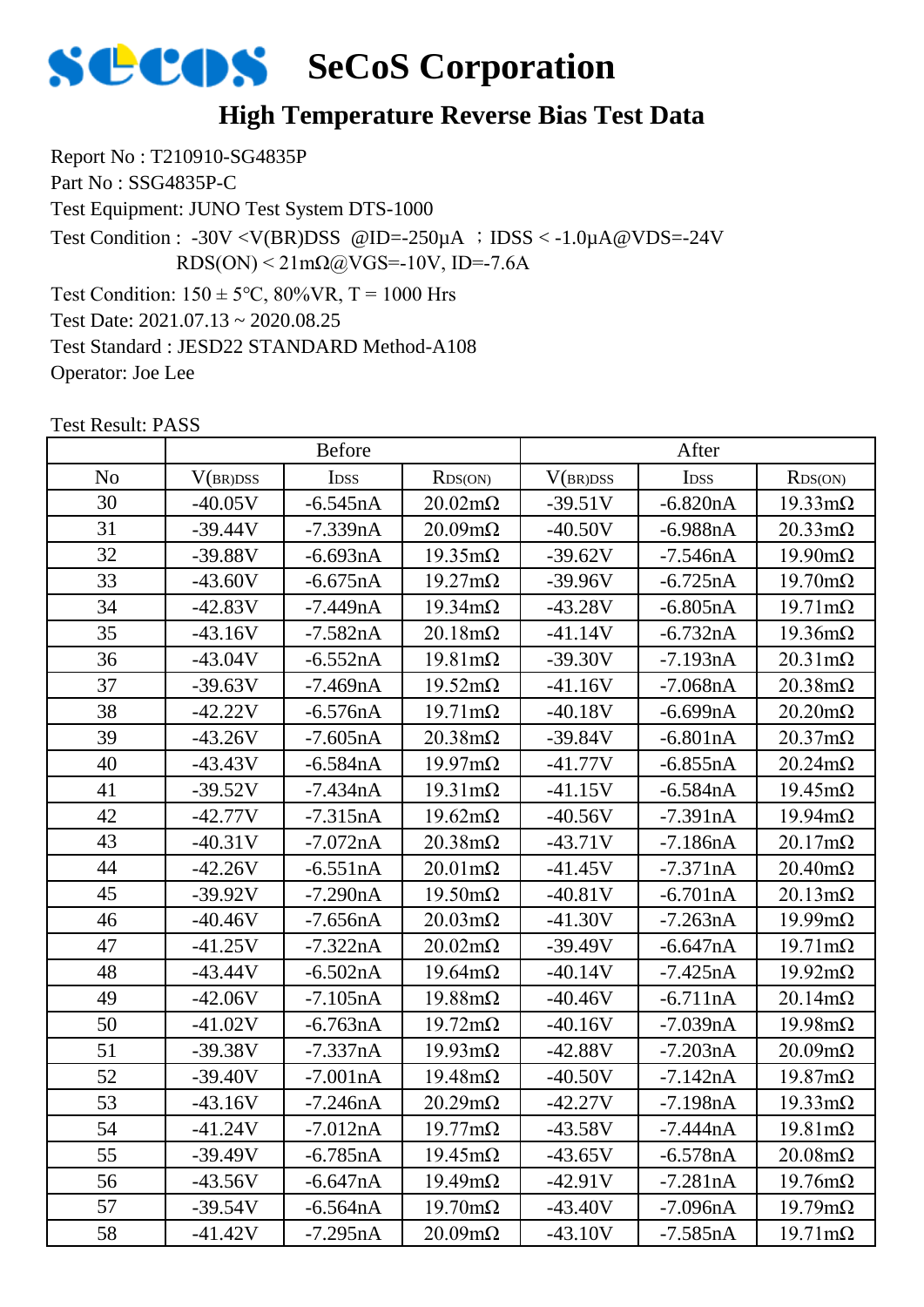# SeCoS Corporation

## High Temperature Reverse Bias Test Data

Report No : T210910-SG4835P

Part No : SSG4835P-C

Test Equipment: JUNO Test System DTS-1000

Test Condition : -30V <V(BR)DSS @ID=-250μA ；IDSS < -1.0μA@VDS=-24V

RDS(ON) < 21mΩ@VGS=-10V, ID=-7.6A

Test Condition: 150 ± 5°C, 80%VR, T = 1000 Hrs

Test Date: 2021.07.13 ~ 2020.08.25

Test Standard : JESD22 STANDARD Method-A108

Operator: Joe Lee

Test Result: PASS

| | Before | | | After | | |
|---|---|---|---|---|---|---|
| No | $V_{(BR)DSS}$ | $I_{DSS}$ | $R_{DS(ON)}$ | $V_{(BR)DSS}$ | $I_{DSS}$ | $R_{DS(ON)}$ |
| 30 | -40.05V | -6.545nA | 20.02mΩ | -39.51V | -6.820nA | 19.33mΩ |
| 31 | -39.44V | -7.339nA | 20.09mΩ | -40.50V | -6.988nA | 20.33mΩ |
| 32 | -39.88V | -6.693nA | 19.35mΩ | -39.62V | -7.546nA | 19.90mΩ |
| 33 | -43.60V | -6.675nA | 19.27mΩ | -39.96V | -6.725nA | 19.70mΩ |
| 34 | -42.83V | -7.449nA | 19.34mΩ | -43.28V | -6.805nA | 19.71mΩ |
| 35 | -43.16V | -7.582nA | 20.18mΩ | -41.14V | -6.732nA | 19.36mΩ |
| 36 | -43.04V | -6.552nA | 19.81mΩ | -39.30V | -7.193nA | 20.31mΩ |
| 37 | -39.63V | -7.469nA | 19.52mΩ | -41.16V | -7.068nA | 20.38mΩ |
| 38 | -42.22V | -6.576nA | 19.71mΩ | -40.18V | -6.699nA | 20.20mΩ |
| 39 | -43.26V | -7.605nA | 20.38mΩ | -39.84V | -6.801nA | 20.37mΩ |
| 40 | -43.43V | -6.584nA | 19.97mΩ | -41.77V | -6.855nA | 20.24mΩ |
| 41 | -39.52V | -7.434nA | 19.31mΩ | -41.15V | -6.584nA | 19.45mΩ |
| 42 | -42.77V | -7.315nA | 19.62mΩ | -40.56V | -7.391nA | 19.94mΩ |
| 43 | -40.31V | -7.072nA | 20.38mΩ | -43.71V | -7.186nA | 20.17mΩ |
| 44 | -42.26V | -6.551nA | 20.01mΩ | -41.45V | -7.371nA | 20.40mΩ |
| 45 | -39.92V | -7.290nA | 19.50mΩ | -40.81V | -6.701nA | 20.13mΩ |
| 46 | -40.46V | -7.656nA | 20.03mΩ | -41.30V | -7.263nA | 19.99mΩ |
| 47 | -41.25V | -7.322nA | 20.02mΩ | -39.49V | -6.647nA | 19.71mΩ |
| 48 | -43.44V | -6.502nA | 19.64mΩ | -40.14V | -7.425nA | 19.92mΩ |
| 49 | -42.06V | -7.105nA | 19.88mΩ | -40.46V | -6.711nA | 20.14mΩ |
| 50 | -41.02V | -6.763nA | 19.72mΩ | -40.16V | -7.039nA | 19.98mΩ |
| 51 | -39.38V | -7.337nA | 19.93mΩ | -42.88V | -7.203nA | 20.09mΩ |
| 52 | -39.40V | -7.001nA | 19.48mΩ | -40.50V | -7.142nA | 19.87mΩ |
| 53 | -43.16V | -7.246nA | 20.29mΩ | -42.27V | -7.198nA | 19.33mΩ |
| 54 | -41.24V | -7.012nA | 19.77mΩ | -43.58V | -7.444nA | 19.81mΩ |
| 55 | -39.49V | -6.785nA | 19.45mΩ | -43.65V | -6.578nA | 20.08mΩ |
| 56 | -43.56V | -6.647nA | 19.49mΩ | -42.91V | -7.281nA | 19.76mΩ |
| 57 | -39.54V | -6.564nA | 19.70mΩ | -43.40V | -7.096nA | 19.79mΩ |
| 58 | -41.42V | -7.295nA | 20.09mΩ | -43.10V | -7.585nA | 19.71mΩ |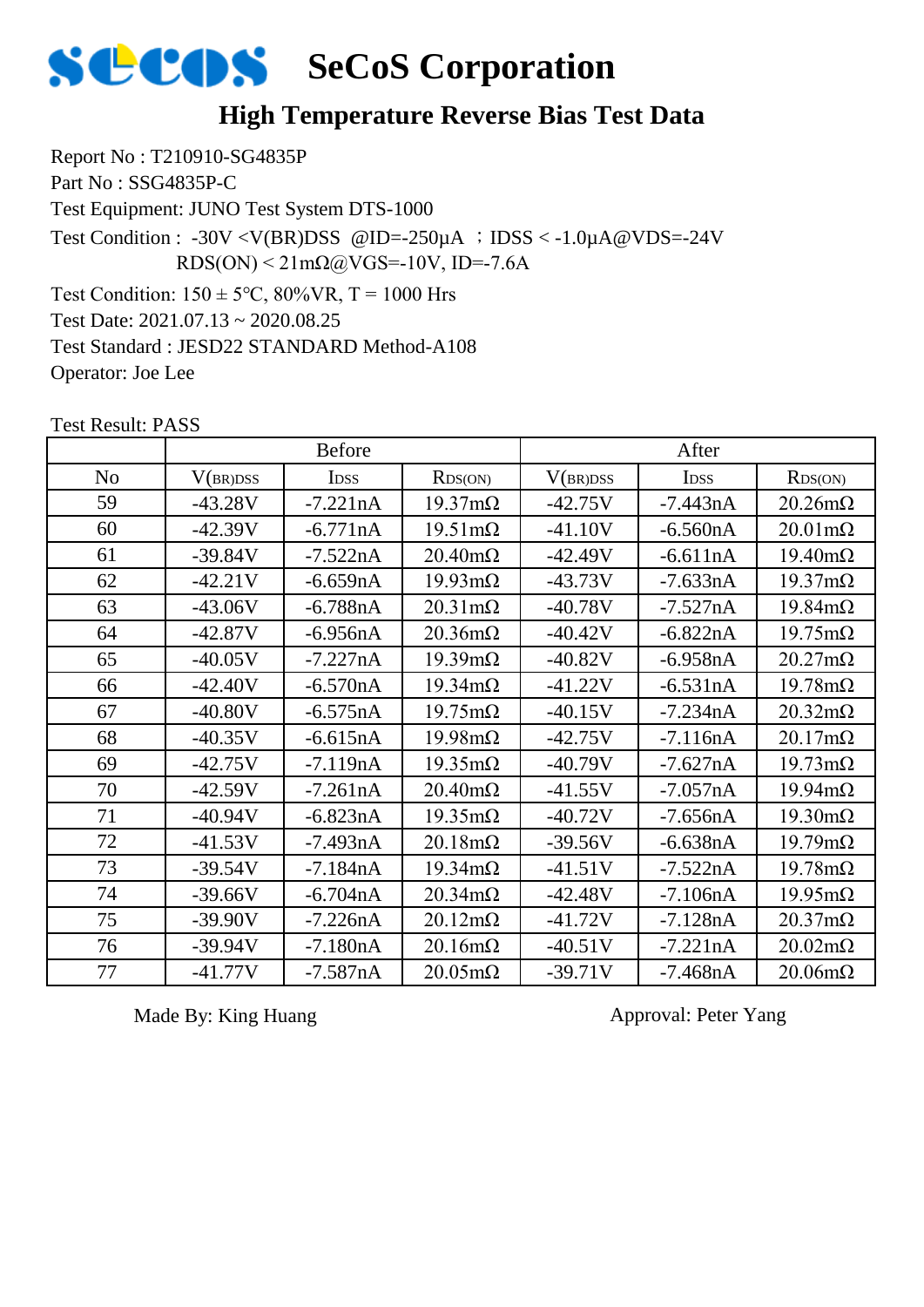# SeCoS Corporation

## High Temperature Reverse Bias Test Data

Report No : T210910-SG4835P
Part No : SSG4835P-C
Test Equipment: JUNO Test System DTS-1000
Test Condition : -30V <V(BR)DSS @ID=-250μA ；IDSS < -1.0μA@VDS=-24V
RDS(ON) < 21mΩ@VGS=-10V, ID=-7.6A
Test Condition: 150 ± 5°C, 80%VR, T = 1000 Hrs
Test Date: 2021.07.13 ~ 2020.08.25
Test Standard : JESD22 STANDARD Method-A108
Operator: Joe Lee

Test Result: PASS

| | Before | | | After | | |
|---|---|---|---|---|---|---|
| No | $V_{(BR)DSS}$ | $I_{DSS}$ | $R_{DS(ON)}$ | $V_{(BR)DSS}$ | $I_{DSS}$ | $R_{DS(ON)}$ |
| 59 | -43.28V | -7.221nA | 19.37mΩ | -42.75V | -7.443nA | 20.26mΩ |
| 60 | -42.39V | -6.771nA | 19.51mΩ | -41.10V | -6.560nA | 20.01mΩ |
| 61 | -39.84V | -7.522nA | 20.40mΩ | -42.49V | -6.611nA | 19.40mΩ |
| 62 | -42.21V | -6.659nA | 19.93mΩ | -43.73V | -7.633nA | 19.37mΩ |
| 63 | -43.06V | -6.788nA | 20.31mΩ | -40.78V | -7.527nA | 19.84mΩ |
| 64 | -42.87V | -6.956nA | 20.36mΩ | -40.42V | -6.822nA | 19.75mΩ |
| 65 | -40.05V | -7.227nA | 19.39mΩ | -40.82V | -6.958nA | 20.27mΩ |
| 66 | -42.40V | -6.570nA | 19.34mΩ | -41.22V | -6.531nA | 19.78mΩ |
| 67 | -40.80V | -6.575nA | 19.75mΩ | -40.15V | -7.234nA | 20.32mΩ |
| 68 | -40.35V | -6.615nA | 19.98mΩ | -42.75V | -7.116nA | 20.17mΩ |
| 69 | -42.75V | -7.119nA | 19.35mΩ | -40.79V | -7.627nA | 19.73mΩ |
| 70 | -42.59V | -7.261nA | 20.40mΩ | -41.55V | -7.057nA | 19.94mΩ |
| 71 | -40.94V | -6.823nA | 19.35mΩ | -40.72V | -7.656nA | 19.30mΩ |
| 72 | -41.53V | -7.493nA | 20.18mΩ | -39.56V | -6.638nA | 19.79mΩ |
| 73 | -39.54V | -7.184nA | 19.34mΩ | -41.51V | -7.522nA | 19.78mΩ |
| 74 | -39.66V | -6.704nA | 20.34mΩ | -42.48V | -7.106nA | 19.95mΩ |
| 75 | -39.90V | -7.226nA | 20.12mΩ | -41.72V | -7.128nA | 20.37mΩ |
| 76 | -39.94V | -7.180nA | 20.16mΩ | -40.51V | -7.221nA | 20.02mΩ |
| 77 | -41.77V | -7.587nA | 20.05mΩ | -39.71V | -7.468nA | 20.06mΩ |

Made By: King Huang　　　　　　　　Approval: Peter Yang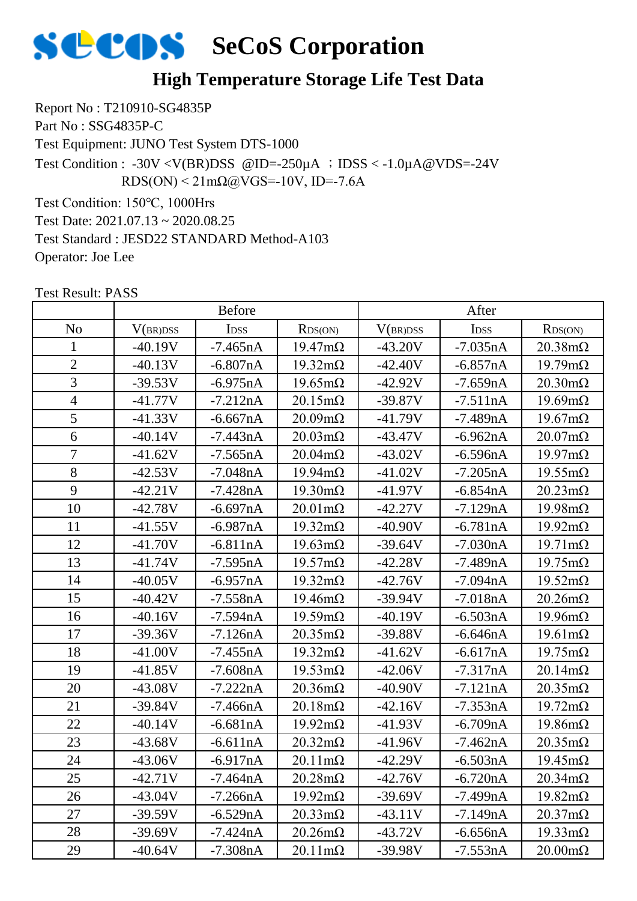# SeCoS Corporation

## High Temperature Storage Life Test Data

Report No : T210910-SG4835P

Part No : SSG4835P-C

Test Equipment: JUNO Test System DTS-1000

Test Condition : -30V <V(BR)DSS @ID=-250μA ；IDSS < -1.0μA@VDS=-24V
RDS(ON) < 21mΩ@VGS=-10V, ID=-7.6A

Test Condition: 150°C, 1000Hrs

Test Date: 2021.07.13 ~ 2020.08.25

Test Standard : JESD22 STANDARD Method-A103

Operator: Joe Lee

Test Result: PASS

| | Before | | | After | | |
|---|---|---|---|---|---|---|
| No | $V_{(BR)DSS}$ | $I_{DSS}$ | $R_{DS(ON)}$ | $V_{(BR)DSS}$ | $I_{DSS}$ | $R_{DS(ON)}$ |
| 1 | -40.19V | -7.465nA | 19.47mΩ | -43.20V | -7.035nA | 20.38mΩ |
| 2 | -40.13V | -6.807nA | 19.32mΩ | -42.40V | -6.857nA | 19.79mΩ |
| 3 | -39.53V | -6.975nA | 19.65mΩ | -42.92V | -7.659nA | 20.30mΩ |
| 4 | -41.77V | -7.212nA | 20.15mΩ | -39.87V | -7.511nA | 19.69mΩ |
| 5 | -41.33V | -6.667nA | 20.09mΩ | -41.79V | -7.489nA | 19.67mΩ |
| 6 | -40.14V | -7.443nA | 20.03mΩ | -43.47V | -6.962nA | 20.07mΩ |
| 7 | -41.62V | -7.565nA | 20.04mΩ | -43.02V | -6.596nA | 19.97mΩ |
| 8 | -42.53V | -7.048nA | 19.94mΩ | -41.02V | -7.205nA | 19.55mΩ |
| 9 | -42.21V | -7.428nA | 19.30mΩ | -41.97V | -6.854nA | 20.23mΩ |
| 10 | -42.78V | -6.697nA | 20.01mΩ | -42.27V | -7.129nA | 19.98mΩ |
| 11 | -41.55V | -6.987nA | 19.32mΩ | -40.90V | -6.781nA | 19.92mΩ |
| 12 | -41.70V | -6.811nA | 19.63mΩ | -39.64V | -7.030nA | 19.71mΩ |
| 13 | -41.74V | -7.595nA | 19.57mΩ | -42.28V | -7.489nA | 19.75mΩ |
| 14 | -40.05V | -6.957nA | 19.32mΩ | -42.76V | -7.094nA | 19.52mΩ |
| 15 | -40.42V | -7.558nA | 19.46mΩ | -39.94V | -7.018nA | 20.26mΩ |
| 16 | -40.16V | -7.594nA | 19.59mΩ | -40.19V | -6.503nA | 19.96mΩ |
| 17 | -39.36V | -7.126nA | 20.35mΩ | -39.88V | -6.646nA | 19.61mΩ |
| 18 | -41.00V | -7.455nA | 19.32mΩ | -41.62V | -6.617nA | 19.75mΩ |
| 19 | -41.85V | -7.608nA | 19.53mΩ | -42.06V | -7.317nA | 20.14mΩ |
| 20 | -43.08V | -7.222nA | 20.36mΩ | -40.90V | -7.121nA | 20.35mΩ |
| 21 | -39.84V | -7.466nA | 20.18mΩ | -42.16V | -7.353nA | 19.72mΩ |
| 22 | -40.14V | -6.681nA | 19.92mΩ | -41.93V | -6.709nA | 19.86mΩ |
| 23 | -43.68V | -6.611nA | 20.32mΩ | -41.96V | -7.462nA | 20.35mΩ |
| 24 | -43.06V | -6.917nA | 20.11mΩ | -42.29V | -6.503nA | 19.45mΩ |
| 25 | -42.71V | -7.464nA | 20.28mΩ | -42.76V | -6.720nA | 20.34mΩ |
| 26 | -43.04V | -7.266nA | 19.92mΩ | -39.69V | -7.499nA | 19.82mΩ |
| 27 | -39.59V | -6.529nA | 20.33mΩ | -43.11V | -7.149nA | 20.37mΩ |
| 28 | -39.69V | -7.424nA | 20.26mΩ | -43.72V | -6.656nA | 19.33mΩ |
| 29 | -40.64V | -7.308nA | 20.11mΩ | -39.98V | -7.553nA | 20.00mΩ |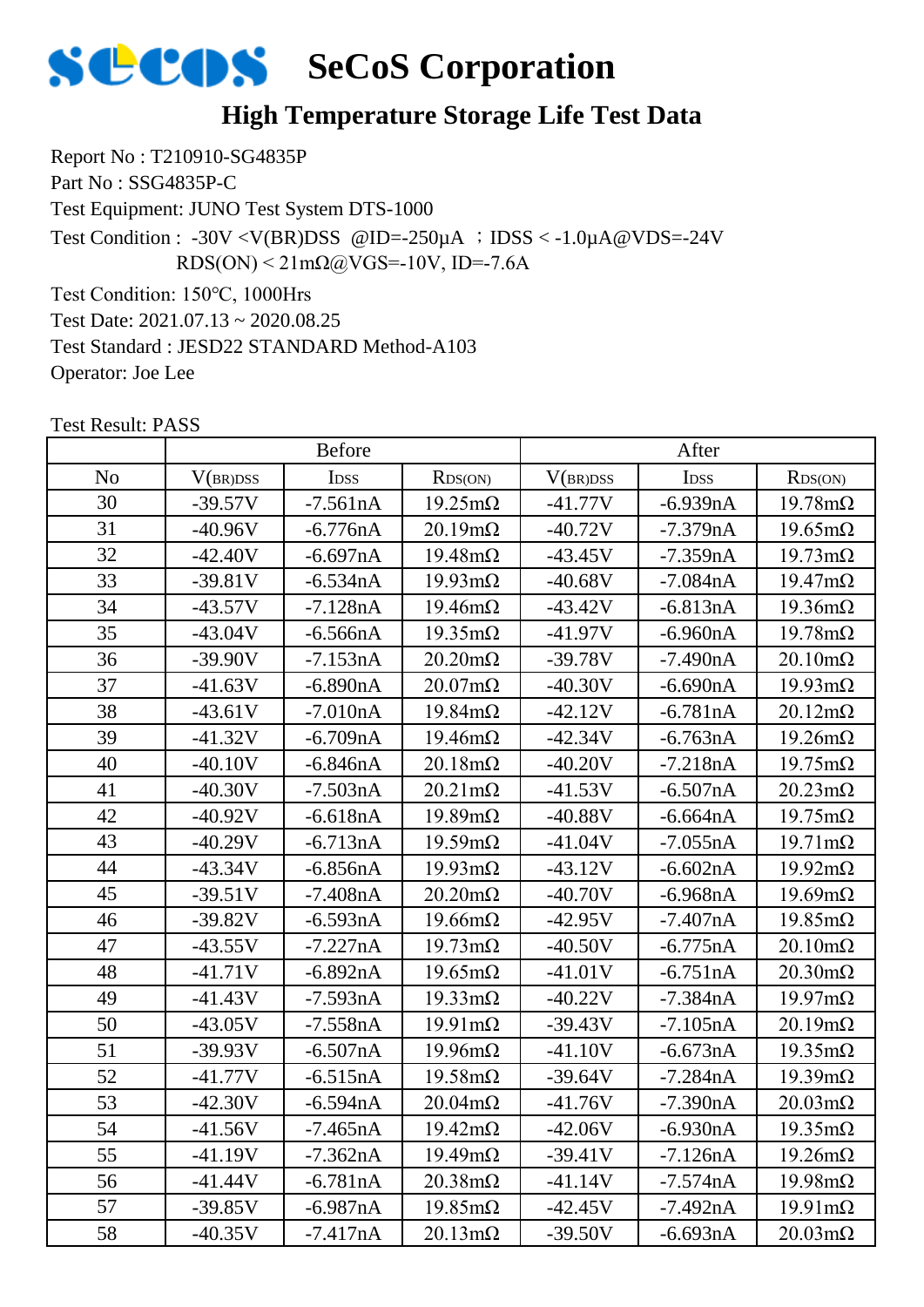# SeCoS Corporation

## High Temperature Storage Life Test Data

Report No : T210910-SG4835P
Part No : SSG4835P-C
Test Equipment: JUNO Test System DTS-1000
Test Condition : -30V <V(BR)DSS @ID=-250μA ；IDSS < -1.0μA@VDS=-24V
RDS(ON) < 21mΩ@VGS=-10V, ID=-7.6A
Test Condition: 150℃, 1000Hrs
Test Date: 2021.07.13 ~ 2020.08.25
Test Standard : JESD22 STANDARD Method-A103
Operator: Joe Lee

Test Result: PASS

| | Before | | | After | | |
|---|---|---|---|---|---|---|
| No | $V_{(BR)DSS}$ | $I_{DSS}$ | $R_{DS(ON)}$ | $V_{(BR)DSS}$ | $I_{DSS}$ | $R_{DS(ON)}$ |
| 30 | -39.57V | -7.561nA | 19.25mΩ | -41.77V | -6.939nA | 19.78mΩ |
| 31 | -40.96V | -6.776nA | 20.19mΩ | -40.72V | -7.379nA | 19.65mΩ |
| 32 | -42.40V | -6.697nA | 19.48mΩ | -43.45V | -7.359nA | 19.73mΩ |
| 33 | -39.81V | -6.534nA | 19.93mΩ | -40.68V | -7.084nA | 19.47mΩ |
| 34 | -43.57V | -7.128nA | 19.46mΩ | -43.42V | -6.813nA | 19.36mΩ |
| 35 | -43.04V | -6.566nA | 19.35mΩ | -41.97V | -6.960nA | 19.78mΩ |
| 36 | -39.90V | -7.153nA | 20.20mΩ | -39.78V | -7.490nA | 20.10mΩ |
| 37 | -41.63V | -6.890nA | 20.07mΩ | -40.30V | -6.690nA | 19.93mΩ |
| 38 | -43.61V | -7.010nA | 19.84mΩ | -42.12V | -6.781nA | 20.12mΩ |
| 39 | -41.32V | -6.709nA | 19.46mΩ | -42.34V | -6.763nA | 19.26mΩ |
| 40 | -40.10V | -6.846nA | 20.18mΩ | -40.20V | -7.218nA | 19.75mΩ |
| 41 | -40.30V | -7.503nA | 20.21mΩ | -41.53V | -6.507nA | 20.23mΩ |
| 42 | -40.92V | -6.618nA | 19.89mΩ | -40.88V | -6.664nA | 19.75mΩ |
| 43 | -40.29V | -6.713nA | 19.59mΩ | -41.04V | -7.055nA | 19.71mΩ |
| 44 | -43.34V | -6.856nA | 19.93mΩ | -43.12V | -6.602nA | 19.92mΩ |
| 45 | -39.51V | -7.408nA | 20.20mΩ | -40.70V | -6.968nA | 19.69mΩ |
| 46 | -39.82V | -6.593nA | 19.66mΩ | -42.95V | -7.407nA | 19.85mΩ |
| 47 | -43.55V | -7.227nA | 19.73mΩ | -40.50V | -6.775nA | 20.10mΩ |
| 48 | -41.71V | -6.892nA | 19.65mΩ | -41.01V | -6.751nA | 20.30mΩ |
| 49 | -41.43V | -7.593nA | 19.33mΩ | -40.22V | -7.384nA | 19.97mΩ |
| 50 | -43.05V | -7.558nA | 19.91mΩ | -39.43V | -7.105nA | 20.19mΩ |
| 51 | -39.93V | -6.507nA | 19.96mΩ | -41.10V | -6.673nA | 19.35mΩ |
| 52 | -41.77V | -6.515nA | 19.58mΩ | -39.64V | -7.284nA | 19.39mΩ |
| 53 | -42.30V | -6.594nA | 20.04mΩ | -41.76V | -7.390nA | 20.03mΩ |
| 54 | -41.56V | -7.465nA | 19.42mΩ | -42.06V | -6.930nA | 19.35mΩ |
| 55 | -41.19V | -7.362nA | 19.49mΩ | -39.41V | -7.126nA | 19.26mΩ |
| 56 | -41.44V | -6.781nA | 20.38mΩ | -41.14V | -7.574nA | 19.98mΩ |
| 57 | -39.85V | -6.987nA | 19.85mΩ | -42.45V | -7.492nA | 19.91mΩ |
| 58 | -40.35V | -7.417nA | 20.13mΩ | -39.50V | -6.693nA | 20.03mΩ |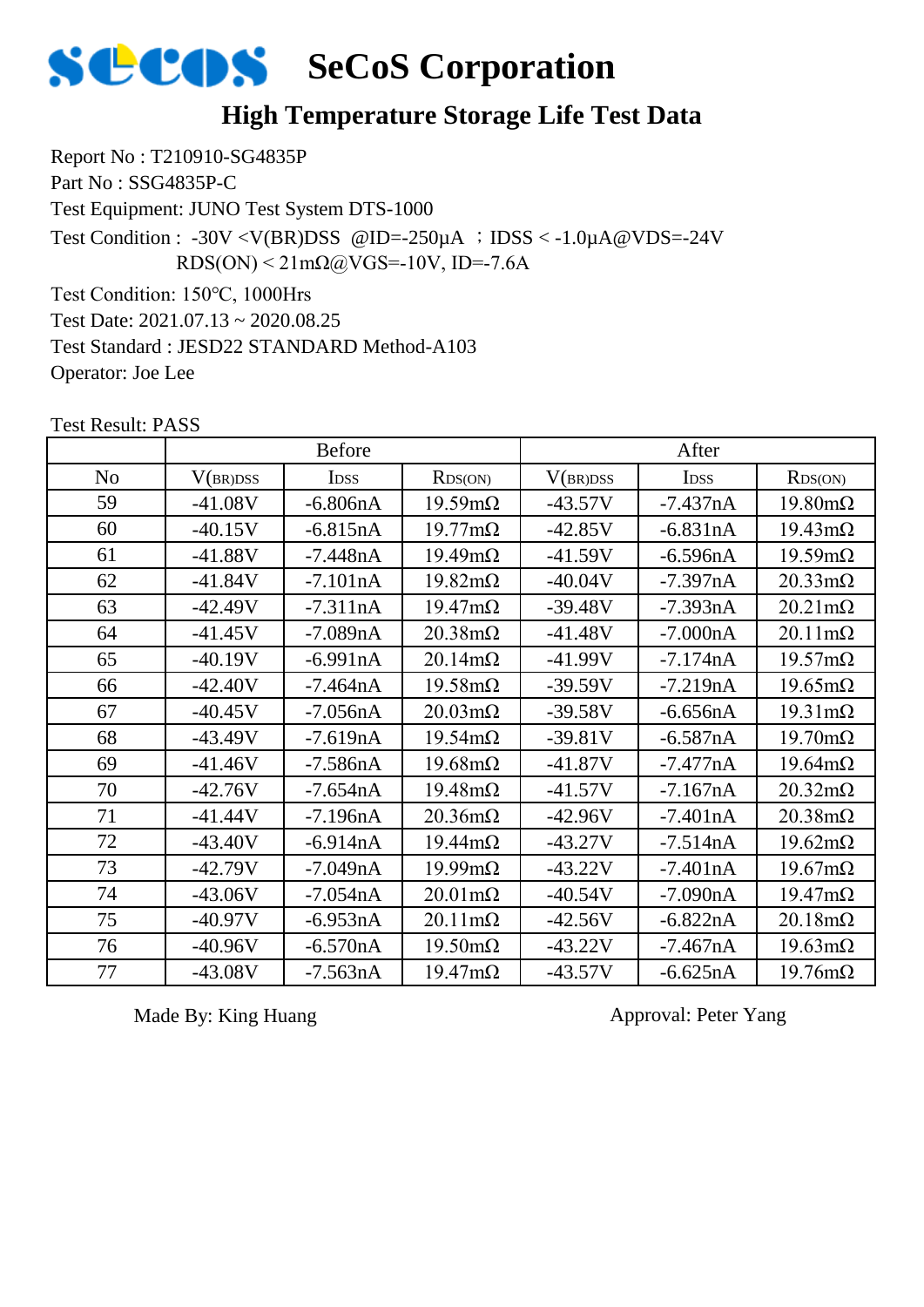# SeCoS Corporation

## High Temperature Storage Life Test Data

Report No : T210910-SG4835P
Part No : SSG4835P-C
Test Equipment: JUNO Test System DTS-1000
Test Condition : -30V <V(BR)DSS @ID=-250μA ；IDSS < -1.0μA@VDS=-24V
RDS(ON) < 21mΩ@VGS=-10V, ID=-7.6A
Test Condition: 150°C, 1000Hrs
Test Date: 2021.07.13 ~ 2020.08.25
Test Standard : JESD22 STANDARD Method-A103
Operator: Joe Lee

Test Result: PASS

| | Before | | | After | | |
|---|---|---|---|---|---|---|
| No | $V_{(BR)DSS}$ | $I_{DSS}$ | $R_{DS(ON)}$ | $V_{(BR)DSS}$ | $I_{DSS}$ | $R_{DS(ON)}$ |
| 59 | -41.08V | -6.806nA | 19.59mΩ | -43.57V | -7.437nA | 19.80mΩ |
| 60 | -40.15V | -6.815nA | 19.77mΩ | -42.85V | -6.831nA | 19.43mΩ |
| 61 | -41.88V | -7.448nA | 19.49mΩ | -41.59V | -6.596nA | 19.59mΩ |
| 62 | -41.84V | -7.101nA | 19.82mΩ | -40.04V | -7.397nA | 20.33mΩ |
| 63 | -42.49V | -7.311nA | 19.47mΩ | -39.48V | -7.393nA | 20.21mΩ |
| 64 | -41.45V | -7.089nA | 20.38mΩ | -41.48V | -7.000nA | 20.11mΩ |
| 65 | -40.19V | -6.991nA | 20.14mΩ | -41.99V | -7.174nA | 19.57mΩ |
| 66 | -42.40V | -7.464nA | 19.58mΩ | -39.59V | -7.219nA | 19.65mΩ |
| 67 | -40.45V | -7.056nA | 20.03mΩ | -39.58V | -6.656nA | 19.31mΩ |
| 68 | -43.49V | -7.619nA | 19.54mΩ | -39.81V | -6.587nA | 19.70mΩ |
| 69 | -41.46V | -7.586nA | 19.68mΩ | -41.87V | -7.477nA | 19.64mΩ |
| 70 | -42.76V | -7.654nA | 19.48mΩ | -41.57V | -7.167nA | 20.32mΩ |
| 71 | -41.44V | -7.196nA | 20.36mΩ | -42.96V | -7.401nA | 20.38mΩ |
| 72 | -43.40V | -6.914nA | 19.44mΩ | -43.27V | -7.514nA | 19.62mΩ |
| 73 | -42.79V | -7.049nA | 19.99mΩ | -43.22V | -7.401nA | 19.67mΩ |
| 74 | -43.06V | -7.054nA | 20.01mΩ | -40.54V | -7.090nA | 19.47mΩ |
| 75 | -40.97V | -6.953nA | 20.11mΩ | -42.56V | -6.822nA | 20.18mΩ |
| 76 | -40.96V | -6.570nA | 19.50mΩ | -43.22V | -7.467nA | 19.63mΩ |
| 77 | -43.08V | -7.563nA | 19.47mΩ | -43.57V | -6.625nA | 19.76mΩ |

Made By: King Huang　　　　　　　　Approval: Peter Yang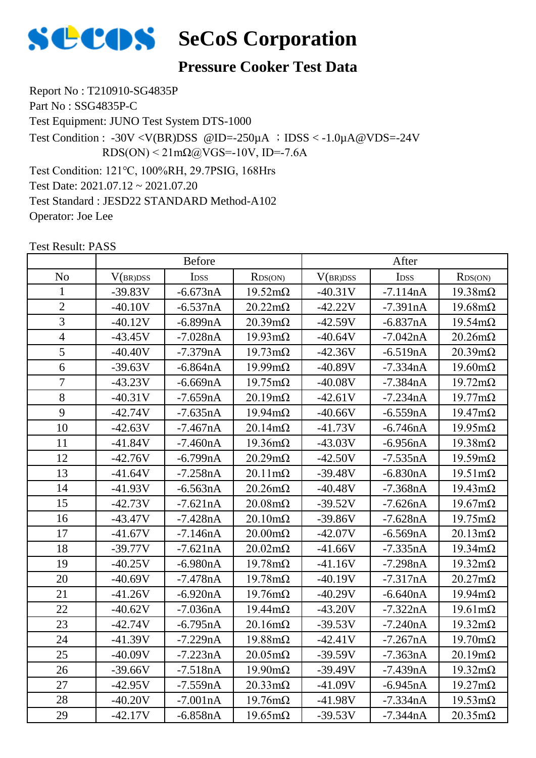# SeCoS Corporation

## Pressure Cooker Test Data

Report No : T210910-SG4835P

Part No : SSG4835P-C

Test Equipment: JUNO Test System DTS-1000

Test Condition : -30V <V(BR)DSS @ID=-250μA ；IDSS < -1.0μA@VDS=-24V
RDS(ON) < 21mΩ@VGS=-10V, ID=-7.6A

Test Condition: 121°C, 100%RH, 29.7PSIG, 168Hrs

Test Date: 2021.07.12 ~ 2021.07.20

Test Standard : JESD22 STANDARD Method-A102

Operator: Joe Lee

Test Result: PASS

| | Before | | | After | | |
|---|---|---|---|---|---|---|
| No | $V_{(BR)DSS}$ | $I_{DSS}$ | $R_{DS(ON)}$ | $V_{(BR)DSS}$ | $I_{DSS}$ | $R_{DS(ON)}$ |
| 1 | -39.83V | -6.673nA | 19.52mΩ | -40.31V | -7.114nA | 19.38mΩ |
| 2 | -40.10V | -6.537nA | 20.22mΩ | -42.22V | -7.391nA | 19.68mΩ |
| 3 | -40.12V | -6.899nA | 20.39mΩ | -42.59V | -6.837nA | 19.54mΩ |
| 4 | -43.45V | -7.028nA | 19.93mΩ | -40.64V | -7.042nA | 20.26mΩ |
| 5 | -40.40V | -7.379nA | 19.73mΩ | -42.36V | -6.519nA | 20.39mΩ |
| 6 | -39.63V | -6.864nA | 19.99mΩ | -40.89V | -7.334nA | 19.60mΩ |
| 7 | -43.23V | -6.669nA | 19.75mΩ | -40.08V | -7.384nA | 19.72mΩ |
| 8 | -40.31V | -7.659nA | 20.19mΩ | -42.61V | -7.234nA | 19.77mΩ |
| 9 | -42.74V | -7.635nA | 19.94mΩ | -40.66V | -6.559nA | 19.47mΩ |
| 10 | -42.63V | -7.467nA | 20.14mΩ | -41.73V | -6.746nA | 19.95mΩ |
| 11 | -41.84V | -7.460nA | 19.36mΩ | -43.03V | -6.956nA | 19.38mΩ |
| 12 | -42.76V | -6.799nA | 20.29mΩ | -42.50V | -7.535nA | 19.59mΩ |
| 13 | -41.64V | -7.258nA | 20.11mΩ | -39.48V | -6.830nA | 19.51mΩ |
| 14 | -41.93V | -6.563nA | 20.26mΩ | -40.48V | -7.368nA | 19.43mΩ |
| 15 | -42.73V | -7.621nA | 20.08mΩ | -39.52V | -7.626nA | 19.67mΩ |
| 16 | -43.47V | -7.428nA | 20.10mΩ | -39.86V | -7.628nA | 19.75mΩ |
| 17 | -41.67V | -7.146nA | 20.00mΩ | -42.07V | -6.569nA | 20.13mΩ |
| 18 | -39.77V | -7.621nA | 20.02mΩ | -41.66V | -7.335nA | 19.34mΩ |
| 19 | -40.25V | -6.980nA | 19.78mΩ | -41.16V | -7.298nA | 19.32mΩ |
| 20 | -40.69V | -7.478nA | 19.78mΩ | -40.19V | -7.317nA | 20.27mΩ |
| 21 | -41.26V | -6.920nA | 19.76mΩ | -40.29V | -6.640nA | 19.94mΩ |
| 22 | -40.62V | -7.036nA | 19.44mΩ | -43.20V | -7.322nA | 19.61mΩ |
| 23 | -42.74V | -6.795nA | 20.16mΩ | -39.53V | -7.240nA | 19.32mΩ |
| 24 | -41.39V | -7.229nA | 19.88mΩ | -42.41V | -7.267nA | 19.70mΩ |
| 25 | -40.09V | -7.223nA | 20.05mΩ | -39.59V | -7.363nA | 20.19mΩ |
| 26 | -39.66V | -7.518nA | 19.90mΩ | -39.49V | -7.439nA | 19.32mΩ |
| 27 | -42.95V | -7.559nA | 20.33mΩ | -41.09V | -6.945nA | 19.27mΩ |
| 28 | -40.20V | -7.001nA | 19.76mΩ | -41.98V | -7.334nA | 19.53mΩ |
| 29 | -42.17V | -6.858nA | 19.65mΩ | -39.53V | -7.344nA | 20.35mΩ |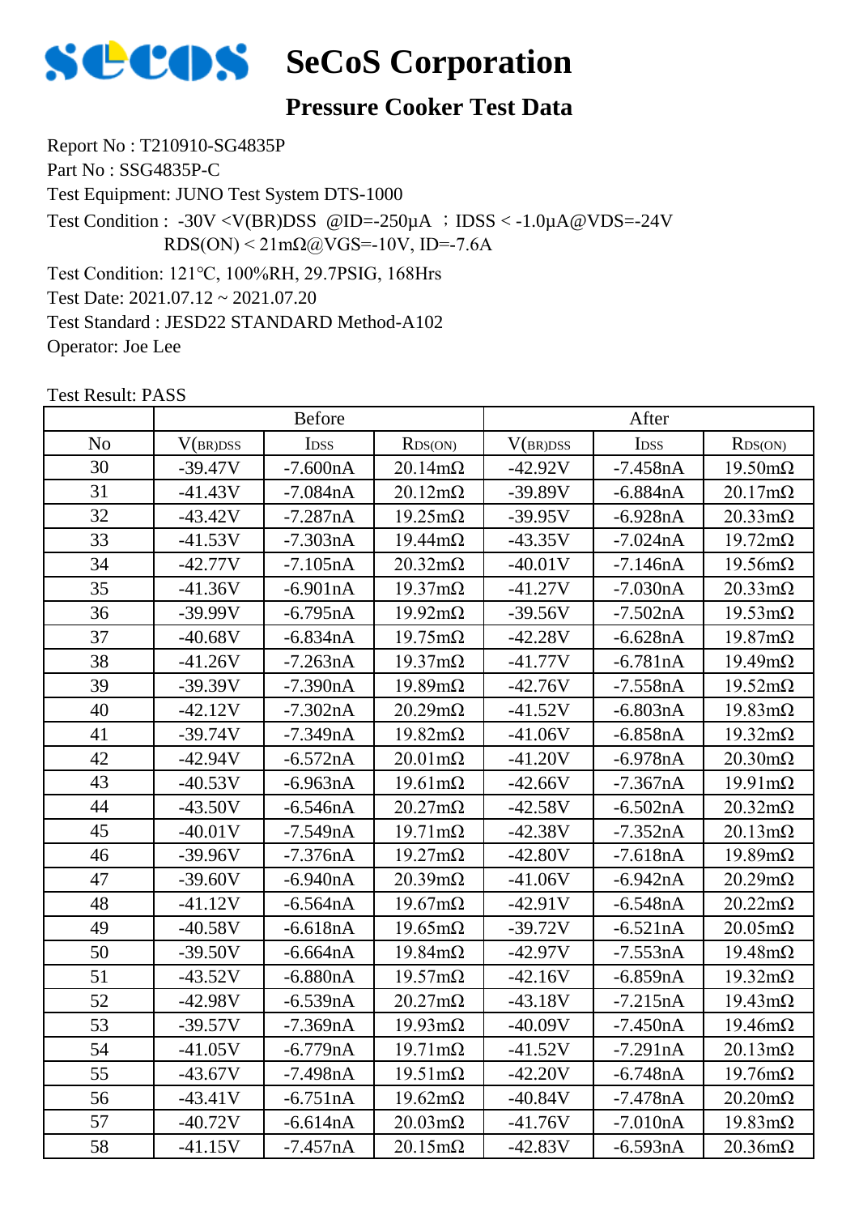# SeCoS Corporation

## Pressure Cooker Test Data

Report No : T210910-SG4835P

Part No : SSG4835P-C

Test Equipment: JUNO Test System DTS-1000

Test Condition : -30V <V(BR)DSS @ID=-250μA ；IDSS < -1.0μA@VDS=-24V
RDS(ON) < 21mΩ@VGS=-10V, ID=-7.6A

Test Condition: 121°C, 100%RH, 29.7PSIG, 168Hrs

Test Date: 2021.07.12 ~ 2021.07.20

Test Standard : JESD22 STANDARD Method-A102

Operator: Joe Lee

Test Result: PASS

| | Before | | | After | | |
|---|---|---|---|---|---|---|
| No | V(BR)DSS | IDSS | RDS(ON) | V(BR)DSS | IDSS | RDS(ON) |
| 30 | -39.47V | -7.600nA | 20.14mΩ | -42.92V | -7.458nA | 19.50mΩ |
| 31 | -41.43V | -7.084nA | 20.12mΩ | -39.89V | -6.884nA | 20.17mΩ |
| 32 | -43.42V | -7.287nA | 19.25mΩ | -39.95V | -6.928nA | 20.33mΩ |
| 33 | -41.53V | -7.303nA | 19.44mΩ | -43.35V | -7.024nA | 19.72mΩ |
| 34 | -42.77V | -7.105nA | 20.32mΩ | -40.01V | -7.146nA | 19.56mΩ |
| 35 | -41.36V | -6.901nA | 19.37mΩ | -41.27V | -7.030nA | 20.33mΩ |
| 36 | -39.99V | -6.795nA | 19.92mΩ | -39.56V | -7.502nA | 19.53mΩ |
| 37 | -40.68V | -6.834nA | 19.75mΩ | -42.28V | -6.628nA | 19.87mΩ |
| 38 | -41.26V | -7.263nA | 19.37mΩ | -41.77V | -6.781nA | 19.49mΩ |
| 39 | -39.39V | -7.390nA | 19.89mΩ | -42.76V | -7.558nA | 19.52mΩ |
| 40 | -42.12V | -7.302nA | 20.29mΩ | -41.52V | -6.803nA | 19.83mΩ |
| 41 | -39.74V | -7.349nA | 19.82mΩ | -41.06V | -6.858nA | 19.32mΩ |
| 42 | -42.94V | -6.572nA | 20.01mΩ | -41.20V | -6.978nA | 20.30mΩ |
| 43 | -40.53V | -6.963nA | 19.61mΩ | -42.66V | -7.367nA | 19.91mΩ |
| 44 | -43.50V | -6.546nA | 20.27mΩ | -42.58V | -6.502nA | 20.32mΩ |
| 45 | -40.01V | -7.549nA | 19.71mΩ | -42.38V | -7.352nA | 20.13mΩ |
| 46 | -39.96V | -7.376nA | 19.27mΩ | -42.80V | -7.618nA | 19.89mΩ |
| 47 | -39.60V | -6.940nA | 20.39mΩ | -41.06V | -6.942nA | 20.29mΩ |
| 48 | -41.12V | -6.564nA | 19.67mΩ | -42.91V | -6.548nA | 20.22mΩ |
| 49 | -40.58V | -6.618nA | 19.65mΩ | -39.72V | -6.521nA | 20.05mΩ |
| 50 | -39.50V | -6.664nA | 19.84mΩ | -42.97V | -7.553nA | 19.48mΩ |
| 51 | -43.52V | -6.880nA | 19.57mΩ | -42.16V | -6.859nA | 19.32mΩ |
| 52 | -42.98V | -6.539nA | 20.27mΩ | -43.18V | -7.215nA | 19.43mΩ |
| 53 | -39.57V | -7.369nA | 19.93mΩ | -40.09V | -7.450nA | 19.46mΩ |
| 54 | -41.05V | -6.779nA | 19.71mΩ | -41.52V | -7.291nA | 20.13mΩ |
| 55 | -43.67V | -7.498nA | 19.51mΩ | -42.20V | -6.748nA | 19.76mΩ |
| 56 | -43.41V | -6.751nA | 19.62mΩ | -40.84V | -7.478nA | 20.20mΩ |
| 57 | -40.72V | -6.614nA | 20.03mΩ | -41.76V | -7.010nA | 19.83mΩ |
| 58 | -41.15V | -7.457nA | 20.15mΩ | -42.83V | -6.593nA | 20.36mΩ |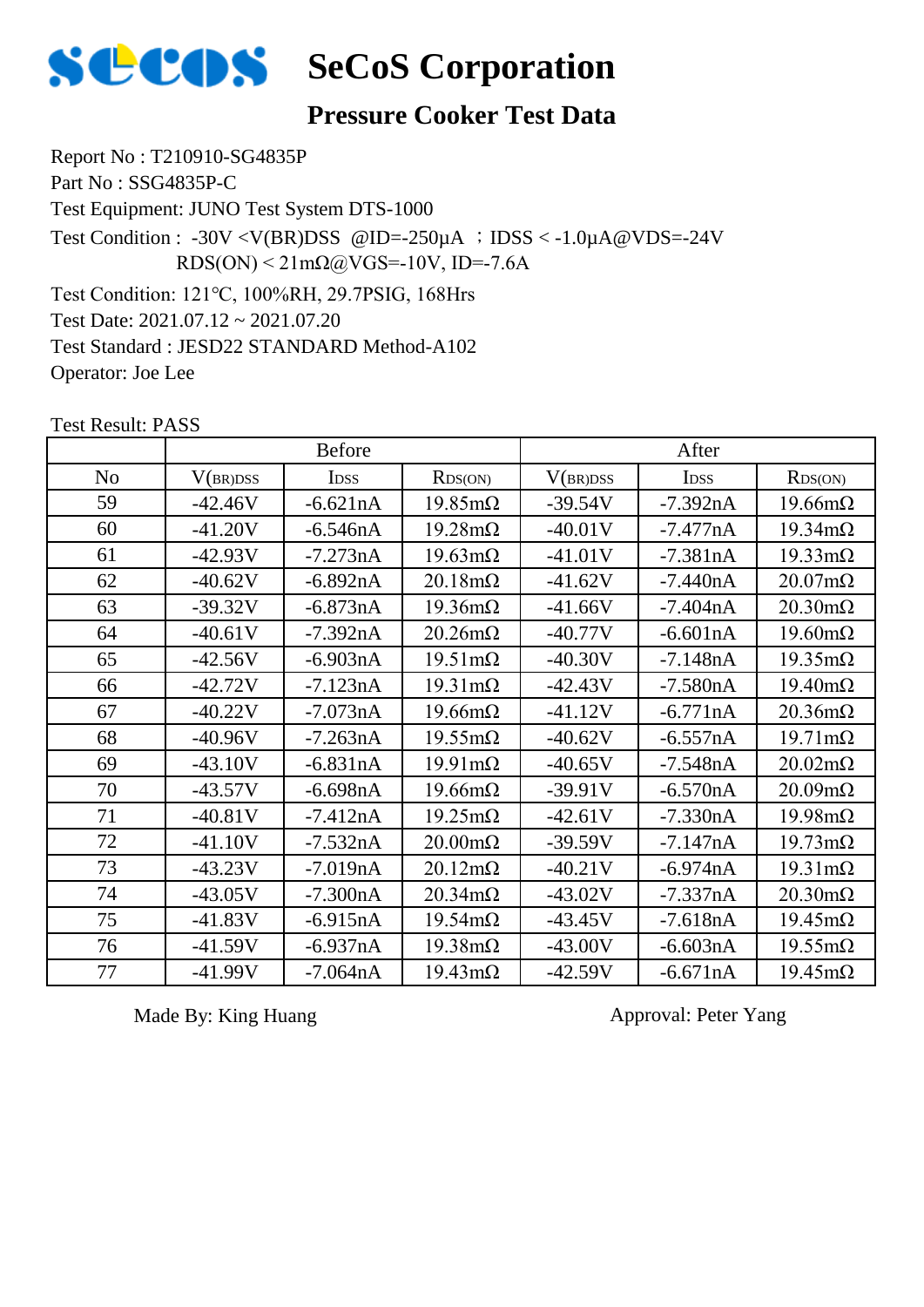# SeCoS Corporation

## Pressure Cooker Test Data

Report No : T210910-SG4835P
Part No : SSG4835P-C
Test Equipment: JUNO Test System DTS-1000
Test Condition : -30V <V(BR)DSS @ID=-250μA ；IDSS < -1.0μA@VDS=-24V
RDS(ON) < 21mΩ@VGS=-10V, ID=-7.6A
Test Condition: 121℃, 100%RH, 29.7PSIG, 168Hrs
Test Date: 2021.07.12 ~ 2021.07.20
Test Standard : JESD22 STANDARD Method-A102
Operator: Joe Lee

Test Result: PASS

| | Before | | | After | | |
|---|---|---|---|---|---|---|
| No | $V_{(BR)DSS}$ | $I_{DSS}$ | $R_{DS(ON)}$ | $V_{(BR)DSS}$ | $I_{DSS}$ | $R_{DS(ON)}$ |
| 59 | -42.46V | -6.621nA | 19.85mΩ | -39.54V | -7.392nA | 19.66mΩ |
| 60 | -41.20V | -6.546nA | 19.28mΩ | -40.01V | -7.477nA | 19.34mΩ |
| 61 | -42.93V | -7.273nA | 19.63mΩ | -41.01V | -7.381nA | 19.33mΩ |
| 62 | -40.62V | -6.892nA | 20.18mΩ | -41.62V | -7.440nA | 20.07mΩ |
| 63 | -39.32V | -6.873nA | 19.36mΩ | -41.66V | -7.404nA | 20.30mΩ |
| 64 | -40.61V | -7.392nA | 20.26mΩ | -40.77V | -6.601nA | 19.60mΩ |
| 65 | -42.56V | -6.903nA | 19.51mΩ | -40.30V | -7.148nA | 19.35mΩ |
| 66 | -42.72V | -7.123nA | 19.31mΩ | -42.43V | -7.580nA | 19.40mΩ |
| 67 | -40.22V | -7.073nA | 19.66mΩ | -41.12V | -6.771nA | 20.36mΩ |
| 68 | -40.96V | -7.263nA | 19.55mΩ | -40.62V | -6.557nA | 19.71mΩ |
| 69 | -43.10V | -6.831nA | 19.91mΩ | -40.65V | -7.548nA | 20.02mΩ |
| 70 | -43.57V | -6.698nA | 19.66mΩ | -39.91V | -6.570nA | 20.09mΩ |
| 71 | -40.81V | -7.412nA | 19.25mΩ | -42.61V | -7.330nA | 19.98mΩ |
| 72 | -41.10V | -7.532nA | 20.00mΩ | -39.59V | -7.147nA | 19.73mΩ |
| 73 | -43.23V | -7.019nA | 20.12mΩ | -40.21V | -6.974nA | 19.31mΩ |
| 74 | -43.05V | -7.300nA | 20.34mΩ | -43.02V | -7.337nA | 20.30mΩ |
| 75 | -41.83V | -6.915nA | 19.54mΩ | -43.45V | -7.618nA | 19.45mΩ |
| 76 | -41.59V | -6.937nA | 19.38mΩ | -43.00V | -6.603nA | 19.55mΩ |
| 77 | -41.99V | -7.064nA | 19.43mΩ | -42.59V | -6.671nA | 19.45mΩ |

Made By: King Huang　　　　　　　　Approval: Peter Yang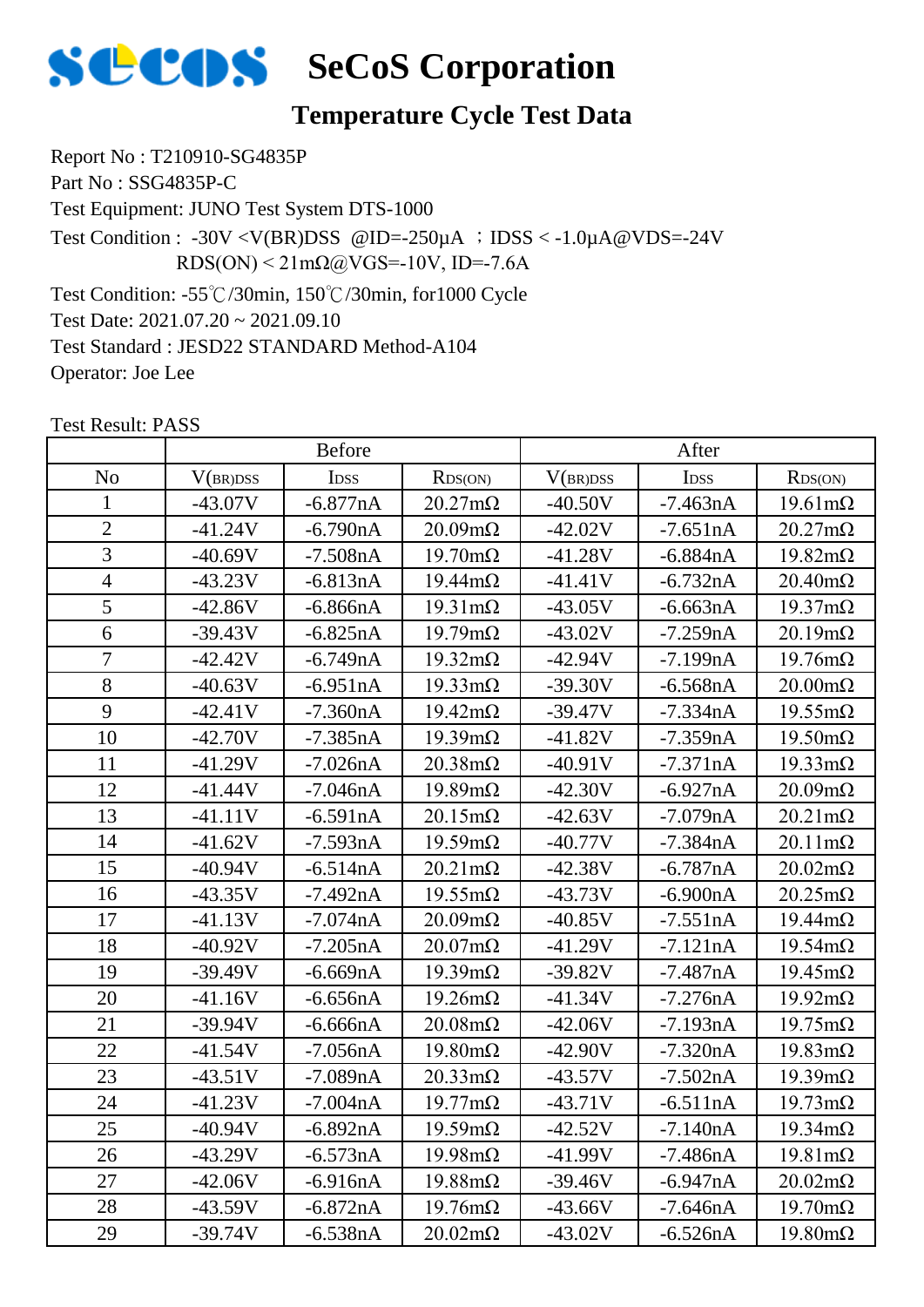# SeCoS Corporation

## Temperature Cycle Test Data

Report No : T210910-SG4835P

Part No : SSG4835P-C

Test Equipment: JUNO Test System DTS-1000

Test Condition : -30V <V(BR)DSS @ID=-250μA ；IDSS < -1.0μA@VDS=-24V
RDS(ON) < 21mΩ@VGS=-10V, ID=-7.6A

Test Condition: -55℃/30min, 150℃/30min, for1000 Cycle

Test Date: 2021.07.20 ~ 2021.09.10

Test Standard : JESD22 STANDARD Method-A104

Operator: Joe Lee

Test Result: PASS

| | Before | | | After | | |
|---|---|---|---|---|---|---|
| No | V(BR)DSS | IDSS | RDS(ON) | V(BR)DSS | IDSS | RDS(ON) |
| 1 | -43.07V | -6.877nA | 20.27mΩ | -40.50V | -7.463nA | 19.61mΩ |
| 2 | -41.24V | -6.790nA | 20.09mΩ | -42.02V | -7.651nA | 20.27mΩ |
| 3 | -40.69V | -7.508nA | 19.70mΩ | -41.28V | -6.884nA | 19.82mΩ |
| 4 | -43.23V | -6.813nA | 19.44mΩ | -41.41V | -6.732nA | 20.40mΩ |
| 5 | -42.86V | -6.866nA | 19.31mΩ | -43.05V | -6.663nA | 19.37mΩ |
| 6 | -39.43V | -6.825nA | 19.79mΩ | -43.02V | -7.259nA | 20.19mΩ |
| 7 | -42.42V | -6.749nA | 19.32mΩ | -42.94V | -7.199nA | 19.76mΩ |
| 8 | -40.63V | -6.951nA | 19.33mΩ | -39.30V | -6.568nA | 20.00mΩ |
| 9 | -42.41V | -7.360nA | 19.42mΩ | -39.47V | -7.334nA | 19.55mΩ |
| 10 | -42.70V | -7.385nA | 19.39mΩ | -41.82V | -7.359nA | 19.50mΩ |
| 11 | -41.29V | -7.026nA | 20.38mΩ | -40.91V | -7.371nA | 19.33mΩ |
| 12 | -41.44V | -7.046nA | 19.89mΩ | -42.30V | -6.927nA | 20.09mΩ |
| 13 | -41.11V | -6.591nA | 20.15mΩ | -42.63V | -7.079nA | 20.21mΩ |
| 14 | -41.62V | -7.593nA | 19.59mΩ | -40.77V | -7.384nA | 20.11mΩ |
| 15 | -40.94V | -6.514nA | 20.21mΩ | -42.38V | -6.787nA | 20.02mΩ |
| 16 | -43.35V | -7.492nA | 19.55mΩ | -43.73V | -6.900nA | 20.25mΩ |
| 17 | -41.13V | -7.074nA | 20.09mΩ | -40.85V | -7.551nA | 19.44mΩ |
| 18 | -40.92V | -7.205nA | 20.07mΩ | -41.29V | -7.121nA | 19.54mΩ |
| 19 | -39.49V | -6.669nA | 19.39mΩ | -39.82V | -7.487nA | 19.45mΩ |
| 20 | -41.16V | -6.656nA | 19.26mΩ | -41.34V | -7.276nA | 19.92mΩ |
| 21 | -39.94V | -6.666nA | 20.08mΩ | -42.06V | -7.193nA | 19.75mΩ |
| 22 | -41.54V | -7.056nA | 19.80mΩ | -42.90V | -7.320nA | 19.83mΩ |
| 23 | -43.51V | -7.089nA | 20.33mΩ | -43.57V | -7.502nA | 19.39mΩ |
| 24 | -41.23V | -7.004nA | 19.77mΩ | -43.71V | -6.511nA | 19.73mΩ |
| 25 | -40.94V | -6.892nA | 19.59mΩ | -42.52V | -7.140nA | 19.34mΩ |
| 26 | -43.29V | -6.573nA | 19.98mΩ | -41.99V | -7.486nA | 19.81mΩ |
| 27 | -42.06V | -6.916nA | 19.88mΩ | -39.46V | -6.947nA | 20.02mΩ |
| 28 | -43.59V | -6.872nA | 19.76mΩ | -43.66V | -7.646nA | 19.70mΩ |
| 29 | -39.74V | -6.538nA | 20.02mΩ | -43.02V | -6.526nA | 19.80mΩ |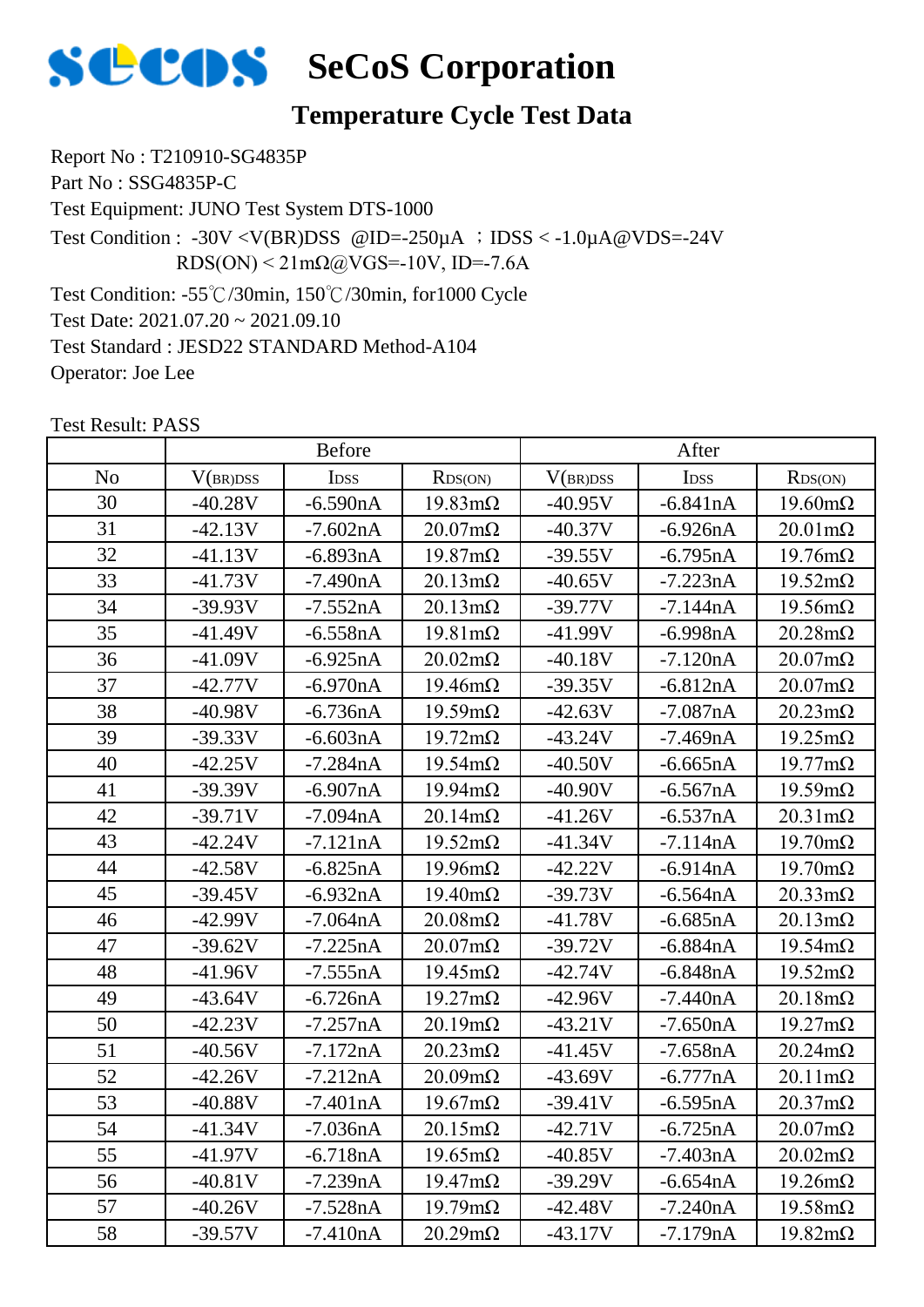# SeCoS Corporation

## Temperature Cycle Test Data

Report No : T210910-SG4835P

Part No : SSG4835P-C

Test Equipment: JUNO Test System DTS-1000

Test Condition : -30V <V(BR)DSS @ID=-250μA ；IDSS < -1.0μA@VDS=-24V
RDS(ON) < 21mΩ@VGS=-10V, ID=-7.6A

Test Condition: -55℃/30min, 150℃/30min, for1000 Cycle

Test Date: 2021.07.20 ~ 2021.09.10

Test Standard : JESD22 STANDARD Method-A104

Operator: Joe Lee

Test Result: PASS

| | Before | | | After | | |
|---|---|---|---|---|---|---|
| No | $V_{(BR)DSS}$ | $I_{DSS}$ | $R_{DS(ON)}$ | $V_{(BR)DSS}$ | $I_{DSS}$ | $R_{DS(ON)}$ |
| 30 | -40.28V | -6.590nA | 19.83mΩ | -40.95V | -6.841nA | 19.60mΩ |
| 31 | -42.13V | -7.602nA | 20.07mΩ | -40.37V | -6.926nA | 20.01mΩ |
| 32 | -41.13V | -6.893nA | 19.87mΩ | -39.55V | -6.795nA | 19.76mΩ |
| 33 | -41.73V | -7.490nA | 20.13mΩ | -40.65V | -7.223nA | 19.52mΩ |
| 34 | -39.93V | -7.552nA | 20.13mΩ | -39.77V | -7.144nA | 19.56mΩ |
| 35 | -41.49V | -6.558nA | 19.81mΩ | -41.99V | -6.998nA | 20.28mΩ |
| 36 | -41.09V | -6.925nA | 20.02mΩ | -40.18V | -7.120nA | 20.07mΩ |
| 37 | -42.77V | -6.970nA | 19.46mΩ | -39.35V | -6.812nA | 20.07mΩ |
| 38 | -40.98V | -6.736nA | 19.59mΩ | -42.63V | -7.087nA | 20.23mΩ |
| 39 | -39.33V | -6.603nA | 19.72mΩ | -43.24V | -7.469nA | 19.25mΩ |
| 40 | -42.25V | -7.284nA | 19.54mΩ | -40.50V | -6.665nA | 19.77mΩ |
| 41 | -39.39V | -6.907nA | 19.94mΩ | -40.90V | -6.567nA | 19.59mΩ |
| 42 | -39.71V | -7.094nA | 20.14mΩ | -41.26V | -6.537nA | 20.31mΩ |
| 43 | -42.24V | -7.121nA | 19.52mΩ | -41.34V | -7.114nA | 19.70mΩ |
| 44 | -42.58V | -6.825nA | 19.96mΩ | -42.22V | -6.914nA | 19.70mΩ |
| 45 | -39.45V | -6.932nA | 19.40mΩ | -39.73V | -6.564nA | 20.33mΩ |
| 46 | -42.99V | -7.064nA | 20.08mΩ | -41.78V | -6.685nA | 20.13mΩ |
| 47 | -39.62V | -7.225nA | 20.07mΩ | -39.72V | -6.884nA | 19.54mΩ |
| 48 | -41.96V | -7.555nA | 19.45mΩ | -42.74V | -6.848nA | 19.52mΩ |
| 49 | -43.64V | -6.726nA | 19.27mΩ | -42.96V | -7.440nA | 20.18mΩ |
| 50 | -42.23V | -7.257nA | 20.19mΩ | -43.21V | -7.650nA | 19.27mΩ |
| 51 | -40.56V | -7.172nA | 20.23mΩ | -41.45V | -7.658nA | 20.24mΩ |
| 52 | -42.26V | -7.212nA | 20.09mΩ | -43.69V | -6.777nA | 20.11mΩ |
| 53 | -40.88V | -7.401nA | 19.67mΩ | -39.41V | -6.595nA | 20.37mΩ |
| 54 | -41.34V | -7.036nA | 20.15mΩ | -42.71V | -6.725nA | 20.07mΩ |
| 55 | -41.97V | -6.718nA | 19.65mΩ | -40.85V | -7.403nA | 20.02mΩ |
| 56 | -40.81V | -7.239nA | 19.47mΩ | -39.29V | -6.654nA | 19.26mΩ |
| 57 | -40.26V | -7.528nA | 19.79mΩ | -42.48V | -7.240nA | 19.58mΩ |
| 58 | -39.57V | -7.410nA | 20.29mΩ | -43.17V | -7.179nA | 19.82mΩ |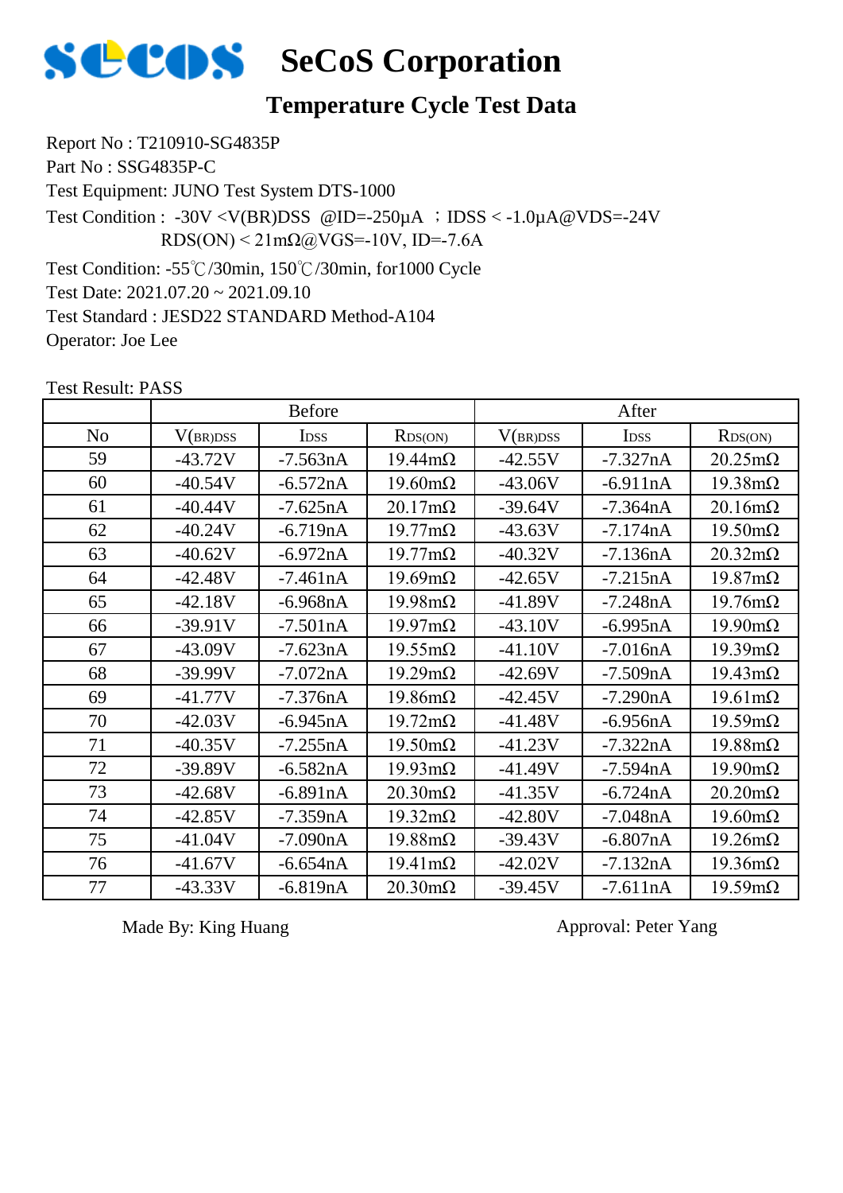# SeCoS Corporation

## Temperature Cycle Test Data

Report No : T210910-SG4835P

Part No : SSG4835P-C

Test Equipment: JUNO Test System DTS-1000

Test Condition : -30V <V(BR)DSS @ID=-250μA ；IDSS < -1.0μA@VDS=-24V

RDS(ON) < 21mΩ@VGS=-10V, ID=-7.6A

Test Condition: -55℃/30min, 150℃/30min, for1000 Cycle

Test Date: 2021.07.20 ~ 2021.09.10

Test Standard : JESD22 STANDARD Method-A104

Operator: Joe Lee

Test Result: PASS

| | Before | | | After | | |
|---|---|---|---|---|---|---|
| No | $V_{(BR)DSS}$ | $I_{DSS}$ | $R_{DS(ON)}$ | $V_{(BR)DSS}$ | $I_{DSS}$ | $R_{DS(ON)}$ |
| 59 | -43.72V | -7.563nA | 19.44mΩ | -42.55V | -7.327nA | 20.25mΩ |
| 60 | -40.54V | -6.572nA | 19.60mΩ | -43.06V | -6.911nA | 19.38mΩ |
| 61 | -40.44V | -7.625nA | 20.17mΩ | -39.64V | -7.364nA | 20.16mΩ |
| 62 | -40.24V | -6.719nA | 19.77mΩ | -43.63V | -7.174nA | 19.50mΩ |
| 63 | -40.62V | -6.972nA | 19.77mΩ | -40.32V | -7.136nA | 20.32mΩ |
| 64 | -42.48V | -7.461nA | 19.69mΩ | -42.65V | -7.215nA | 19.87mΩ |
| 65 | -42.18V | -6.968nA | 19.98mΩ | -41.89V | -7.248nA | 19.76mΩ |
| 66 | -39.91V | -7.501nA | 19.97mΩ | -43.10V | -6.995nA | 19.90mΩ |
| 67 | -43.09V | -7.623nA | 19.55mΩ | -41.10V | -7.016nA | 19.39mΩ |
| 68 | -39.99V | -7.072nA | 19.29mΩ | -42.69V | -7.509nA | 19.43mΩ |
| 69 | -41.77V | -7.376nA | 19.86mΩ | -42.45V | -7.290nA | 19.61mΩ |
| 70 | -42.03V | -6.945nA | 19.72mΩ | -41.48V | -6.956nA | 19.59mΩ |
| 71 | -40.35V | -7.255nA | 19.50mΩ | -41.23V | -7.322nA | 19.88mΩ |
| 72 | -39.89V | -6.582nA | 19.93mΩ | -41.49V | -7.594nA | 19.90mΩ |
| 73 | -42.68V | -6.891nA | 20.30mΩ | -41.35V | -6.724nA | 20.20mΩ |
| 74 | -42.85V | -7.359nA | 19.32mΩ | -42.80V | -7.048nA | 19.60mΩ |
| 75 | -41.04V | -7.090nA | 19.88mΩ | -39.43V | -6.807nA | 19.26mΩ |
| 76 | -41.67V | -6.654nA | 19.41mΩ | -42.02V | -7.132nA | 19.36mΩ |
| 77 | -43.33V | -6.819nA | 20.30mΩ | -39.45V | -7.611nA | 19.59mΩ |

Made By: King Huang

Approval: Peter Yang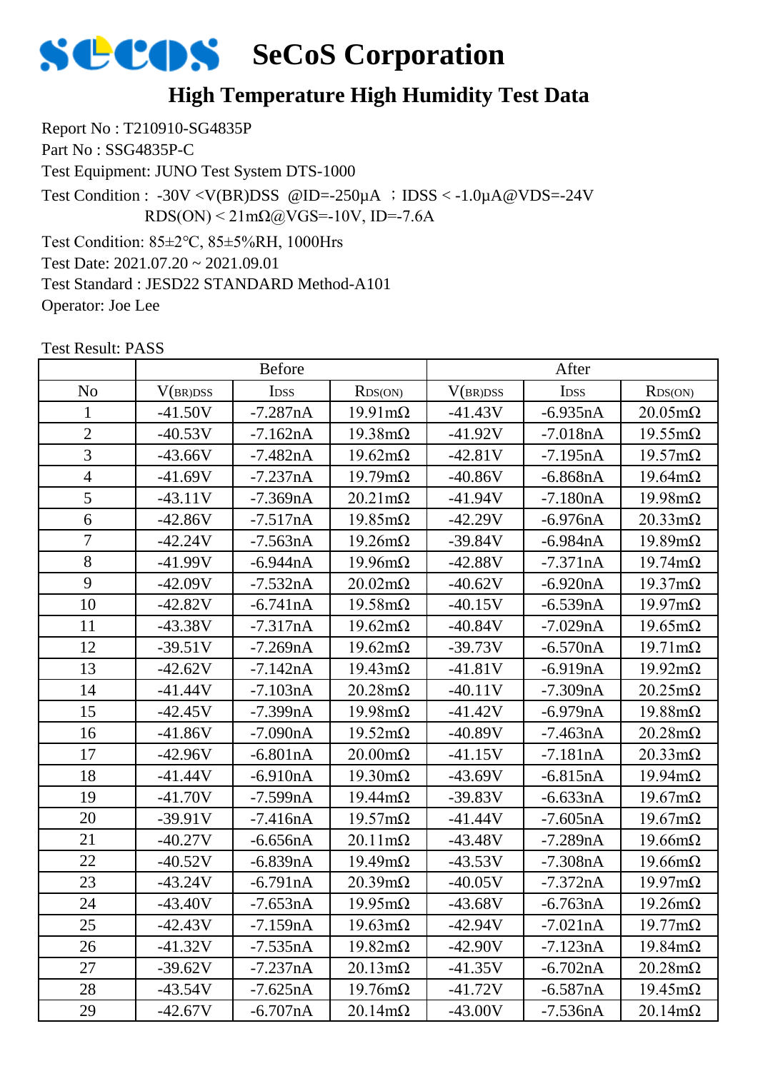# SeCoS Corporation

## High Temperature High Humidity Test Data

Report No : T210910-SG4835P

Part No : SSG4835P-C

Test Equipment: JUNO Test System DTS-1000

Test Condition : -30V <V(BR)DSS @ID=-250μA ；IDSS < -1.0μA@VDS=-24V
RDS(ON) < 21mΩ@VGS=-10V, ID=-7.6A

Test Condition: 85±2℃, 85±5%RH, 1000Hrs

Test Date: 2021.07.20 ~ 2021.09.01

Test Standard : JESD22 STANDARD Method-A101

Operator: Joe Lee

Test Result: PASS

| | Before | | | After | | |
|---|---|---|---|---|---|---|
| No | $V_{(BR)DSS}$ | $I_{DSS}$ | $R_{DS(ON)}$ | $V_{(BR)DSS}$ | $I_{DSS}$ | $R_{DS(ON)}$ |
| 1 | -41.50V | -7.287nA | 19.91mΩ | -41.43V | -6.935nA | 20.05mΩ |
| 2 | -40.53V | -7.162nA | 19.38mΩ | -41.92V | -7.018nA | 19.55mΩ |
| 3 | -43.66V | -7.482nA | 19.62mΩ | -42.81V | -7.195nA | 19.57mΩ |
| 4 | -41.69V | -7.237nA | 19.79mΩ | -40.86V | -6.868nA | 19.64mΩ |
| 5 | -43.11V | -7.369nA | 20.21mΩ | -41.94V | -7.180nA | 19.98mΩ |
| 6 | -42.86V | -7.517nA | 19.85mΩ | -42.29V | -6.976nA | 20.33mΩ |
| 7 | -42.24V | -7.563nA | 19.26mΩ | -39.84V | -6.984nA | 19.89mΩ |
| 8 | -41.99V | -6.944nA | 19.96mΩ | -42.88V | -7.371nA | 19.74mΩ |
| 9 | -42.09V | -7.532nA | 20.02mΩ | -40.62V | -6.920nA | 19.37mΩ |
| 10 | -42.82V | -6.741nA | 19.58mΩ | -40.15V | -6.539nA | 19.97mΩ |
| 11 | -43.38V | -7.317nA | 19.62mΩ | -40.84V | -7.029nA | 19.65mΩ |
| 12 | -39.51V | -7.269nA | 19.62mΩ | -39.73V | -6.570nA | 19.71mΩ |
| 13 | -42.62V | -7.142nA | 19.43mΩ | -41.81V | -6.919nA | 19.92mΩ |
| 14 | -41.44V | -7.103nA | 20.28mΩ | -40.11V | -7.309nA | 20.25mΩ |
| 15 | -42.45V | -7.399nA | 19.98mΩ | -41.42V | -6.979nA | 19.88mΩ |
| 16 | -41.86V | -7.090nA | 19.52mΩ | -40.89V | -7.463nA | 20.28mΩ |
| 17 | -42.96V | -6.801nA | 20.00mΩ | -41.15V | -7.181nA | 20.33mΩ |
| 18 | -41.44V | -6.910nA | 19.30mΩ | -43.69V | -6.815nA | 19.94mΩ |
| 19 | -41.70V | -7.599nA | 19.44mΩ | -39.83V | -6.633nA | 19.67mΩ |
| 20 | -39.91V | -7.416nA | 19.57mΩ | -41.44V | -7.605nA | 19.67mΩ |
| 21 | -40.27V | -6.656nA | 20.11mΩ | -43.48V | -7.289nA | 19.66mΩ |
| 22 | -40.52V | -6.839nA | 19.49mΩ | -43.53V | -7.308nA | 19.66mΩ |
| 23 | -43.24V | -6.791nA | 20.39mΩ | -40.05V | -7.372nA | 19.97mΩ |
| 24 | -43.40V | -7.653nA | 19.95mΩ | -43.68V | -6.763nA | 19.26mΩ |
| 25 | -42.43V | -7.159nA | 19.63mΩ | -42.94V | -7.021nA | 19.77mΩ |
| 26 | -41.32V | -7.535nA | 19.82mΩ | -42.90V | -7.123nA | 19.84mΩ |
| 27 | -39.62V | -7.237nA | 20.13mΩ | -41.35V | -6.702nA | 20.28mΩ |
| 28 | -43.54V | -7.625nA | 19.76mΩ | -41.72V | -6.587nA | 19.45mΩ |
| 29 | -42.67V | -6.707nA | 20.14mΩ | -43.00V | -7.536nA | 20.14mΩ |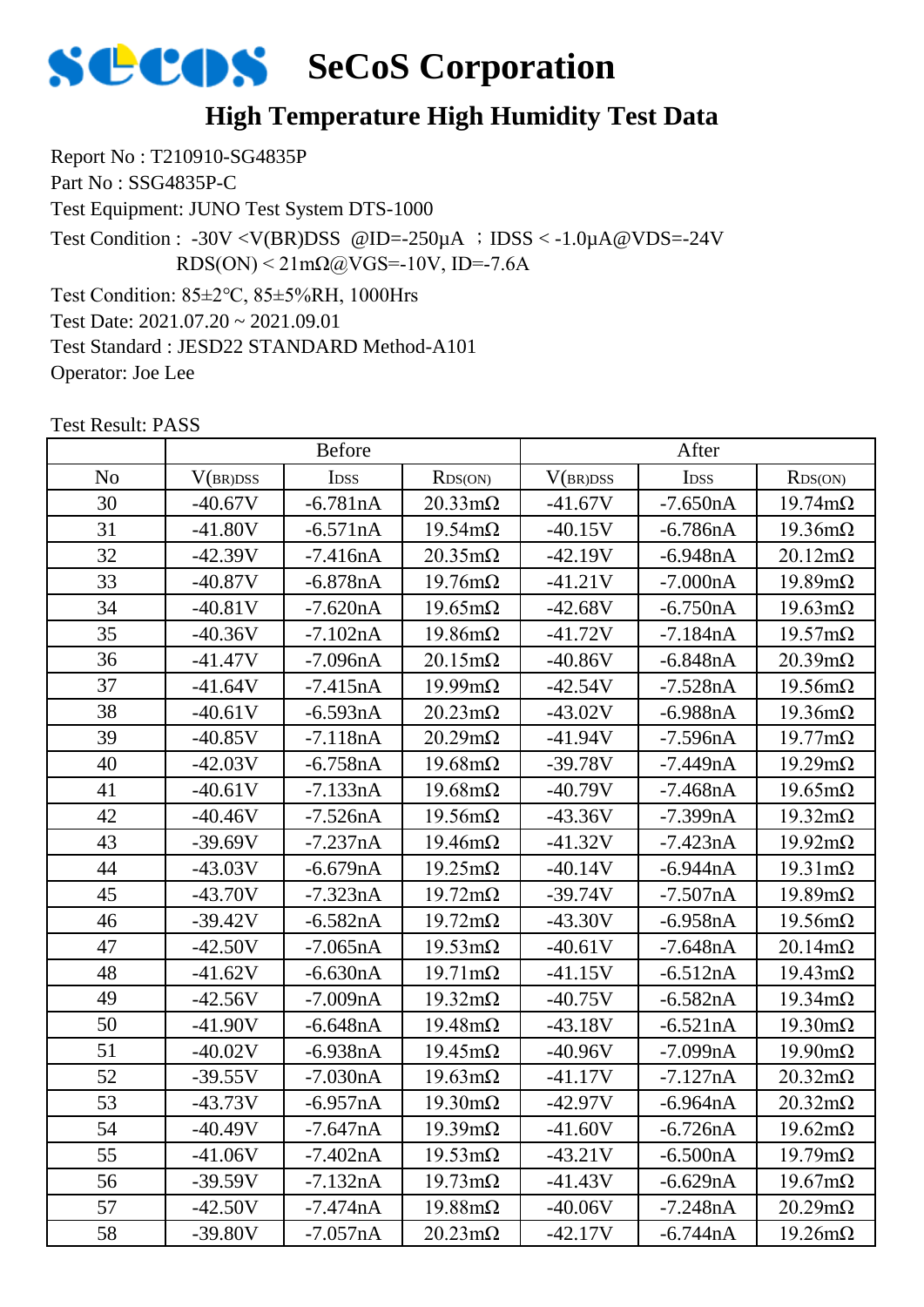# SeCoS Corporation

## High Temperature High Humidity Test Data

Report No : T210910-SG4835P

Part No : SSG4835P-C

Test Equipment: JUNO Test System DTS-1000

Test Condition : -30V <V(BR)DSS @ID=-250μA ；IDSS < -1.0μA@VDS=-24V
RDS(ON) < 21mΩ@VGS=-10V, ID=-7.6A

Test Condition: 85±2℃, 85±5%RH, 1000Hrs

Test Date: 2021.07.20 ~ 2021.09.01

Test Standard : JESD22 STANDARD Method-A101

Operator: Joe Lee

Test Result: PASS

| | Before | | | After | | |
|---|---|---|---|---|---|---|
| No | V(BR)DSS | IDSS | RDS(ON) | V(BR)DSS | IDSS | RDS(ON) |
| 30 | -40.67V | -6.781nA | 20.33mΩ | -41.67V | -7.650nA | 19.74mΩ |
| 31 | -41.80V | -6.571nA | 19.54mΩ | -40.15V | -6.786nA | 19.36mΩ |
| 32 | -42.39V | -7.416nA | 20.35mΩ | -42.19V | -6.948nA | 20.12mΩ |
| 33 | -40.87V | -6.878nA | 19.76mΩ | -41.21V | -7.000nA | 19.89mΩ |
| 34 | -40.81V | -7.620nA | 19.65mΩ | -42.68V | -6.750nA | 19.63mΩ |
| 35 | -40.36V | -7.102nA | 19.86mΩ | -41.72V | -7.184nA | 19.57mΩ |
| 36 | -41.47V | -7.096nA | 20.15mΩ | -40.86V | -6.848nA | 20.39mΩ |
| 37 | -41.64V | -7.415nA | 19.99mΩ | -42.54V | -7.528nA | 19.56mΩ |
| 38 | -40.61V | -6.593nA | 20.23mΩ | -43.02V | -6.988nA | 19.36mΩ |
| 39 | -40.85V | -7.118nA | 20.29mΩ | -41.94V | -7.596nA | 19.77mΩ |
| 40 | -42.03V | -6.758nA | 19.68mΩ | -39.78V | -7.449nA | 19.29mΩ |
| 41 | -40.61V | -7.133nA | 19.68mΩ | -40.79V | -7.468nA | 19.65mΩ |
| 42 | -40.46V | -7.526nA | 19.56mΩ | -43.36V | -7.399nA | 19.32mΩ |
| 43 | -39.69V | -7.237nA | 19.46mΩ | -41.32V | -7.423nA | 19.92mΩ |
| 44 | -43.03V | -6.679nA | 19.25mΩ | -40.14V | -6.944nA | 19.31mΩ |
| 45 | -43.70V | -7.323nA | 19.72mΩ | -39.74V | -7.507nA | 19.89mΩ |
| 46 | -39.42V | -6.582nA | 19.72mΩ | -43.30V | -6.958nA | 19.56mΩ |
| 47 | -42.50V | -7.065nA | 19.53mΩ | -40.61V | -7.648nA | 20.14mΩ |
| 48 | -41.62V | -6.630nA | 19.71mΩ | -41.15V | -6.512nA | 19.43mΩ |
| 49 | -42.56V | -7.009nA | 19.32mΩ | -40.75V | -6.582nA | 19.34mΩ |
| 50 | -41.90V | -6.648nA | 19.48mΩ | -43.18V | -6.521nA | 19.30mΩ |
| 51 | -40.02V | -6.938nA | 19.45mΩ | -40.96V | -7.099nA | 19.90mΩ |
| 52 | -39.55V | -7.030nA | 19.63mΩ | -41.17V | -7.127nA | 20.32mΩ |
| 53 | -43.73V | -6.957nA | 19.30mΩ | -42.97V | -6.964nA | 20.32mΩ |
| 54 | -40.49V | -7.647nA | 19.39mΩ | -41.60V | -6.726nA | 19.62mΩ |
| 55 | -41.06V | -7.402nA | 19.53mΩ | -43.21V | -6.500nA | 19.79mΩ |
| 56 | -39.59V | -7.132nA | 19.73mΩ | -41.43V | -6.629nA | 19.67mΩ |
| 57 | -42.50V | -7.474nA | 19.88mΩ | -40.06V | -7.248nA | 20.29mΩ |
| 58 | -39.80V | -7.057nA | 20.23mΩ | -42.17V | -6.744nA | 19.26mΩ |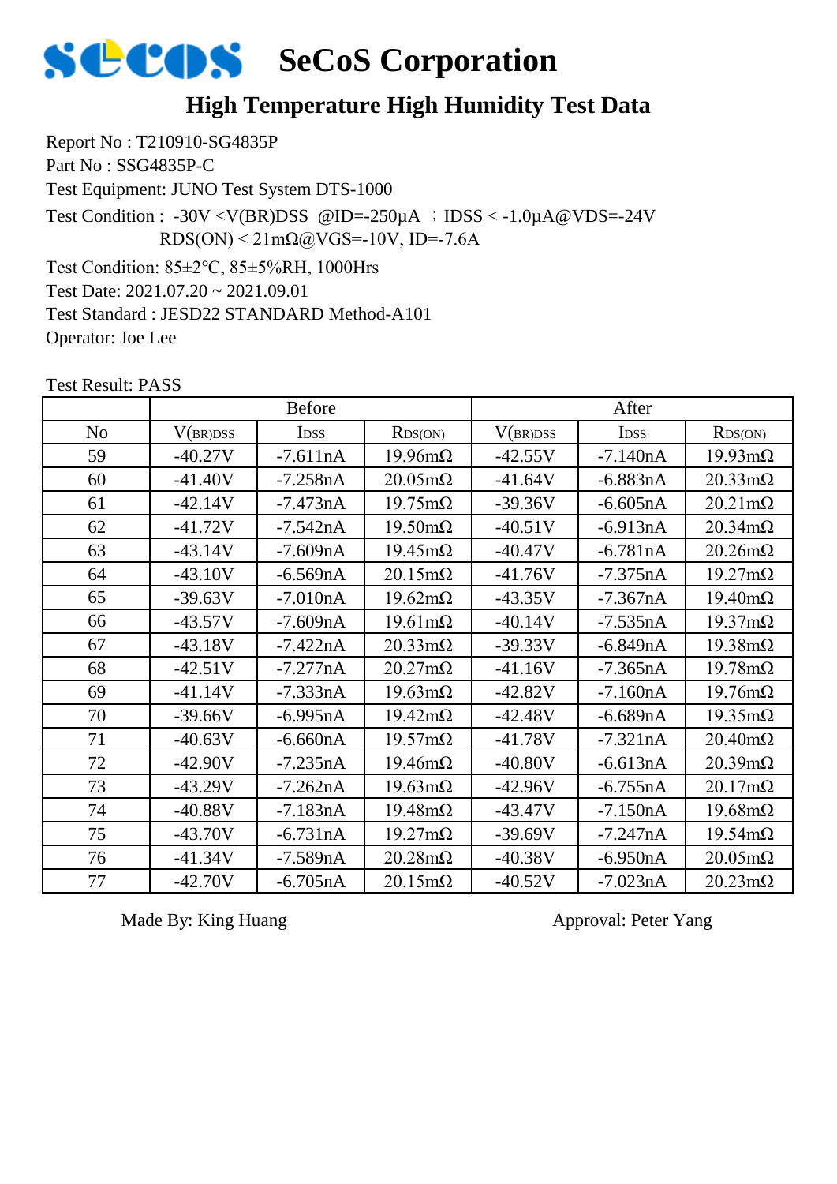# SeCoS Corporation

## High Temperature High Humidity Test Data

Report No : T210910-SG4835P

Part No : SSG4835P-C

Test Equipment: JUNO Test System DTS-1000

Test Condition : -30V <V(BR)DSS @ID=-250μA ；IDSS < -1.0μA@VDS=-24V
RDS(ON) < 21mΩ@VGS=-10V, ID=-7.6A

Test Condition: 85±2℃, 85±5%RH, 1000Hrs

Test Date: 2021.07.20 ~ 2021.09.01

Test Standard : JESD22 STANDARD Method-A101

Operator: Joe Lee

Test Result: PASS

| | Before | | | After | | |
|---|---|---|---|---|---|---|
| No | $V_{(BR)DSS}$ | $I_{DSS}$ | $R_{DS(ON)}$ | $V_{(BR)DSS}$ | $I_{DSS}$ | $R_{DS(ON)}$ |
| 59 | -40.27V | -7.611nA | 19.96mΩ | -42.55V | -7.140nA | 19.93mΩ |
| 60 | -41.40V | -7.258nA | 20.05mΩ | -41.64V | -6.883nA | 20.33mΩ |
| 61 | -42.14V | -7.473nA | 19.75mΩ | -39.36V | -6.605nA | 20.21mΩ |
| 62 | -41.72V | -7.542nA | 19.50mΩ | -40.51V | -6.913nA | 20.34mΩ |
| 63 | -43.14V | -7.609nA | 19.45mΩ | -40.47V | -6.781nA | 20.26mΩ |
| 64 | -43.10V | -6.569nA | 20.15mΩ | -41.76V | -7.375nA | 19.27mΩ |
| 65 | -39.63V | -7.010nA | 19.62mΩ | -43.35V | -7.367nA | 19.40mΩ |
| 66 | -43.57V | -7.609nA | 19.61mΩ | -40.14V | -7.535nA | 19.37mΩ |
| 67 | -43.18V | -7.422nA | 20.33mΩ | -39.33V | -6.849nA | 19.38mΩ |
| 68 | -42.51V | -7.277nA | 20.27mΩ | -41.16V | -7.365nA | 19.78mΩ |
| 69 | -41.14V | -7.333nA | 19.63mΩ | -42.82V | -7.160nA | 19.76mΩ |
| 70 | -39.66V | -6.995nA | 19.42mΩ | -42.48V | -6.689nA | 19.35mΩ |
| 71 | -40.63V | -6.660nA | 19.57mΩ | -41.78V | -7.321nA | 20.40mΩ |
| 72 | -42.90V | -7.235nA | 19.46mΩ | -40.80V | -6.613nA | 20.39mΩ |
| 73 | -43.29V | -7.262nA | 19.63mΩ | -42.96V | -6.755nA | 20.17mΩ |
| 74 | -40.88V | -7.183nA | 19.48mΩ | -43.47V | -7.150nA | 19.68mΩ |
| 75 | -43.70V | -6.731nA | 19.27mΩ | -39.69V | -7.247nA | 19.54mΩ |
| 76 | -41.34V | -7.589nA | 20.28mΩ | -40.38V | -6.950nA | 20.05mΩ |
| 77 | -42.70V | -6.705nA | 20.15mΩ | -40.52V | -7.023nA | 20.23mΩ |

Made By: King Huang　　　　　　　　　　Approval: Peter Yang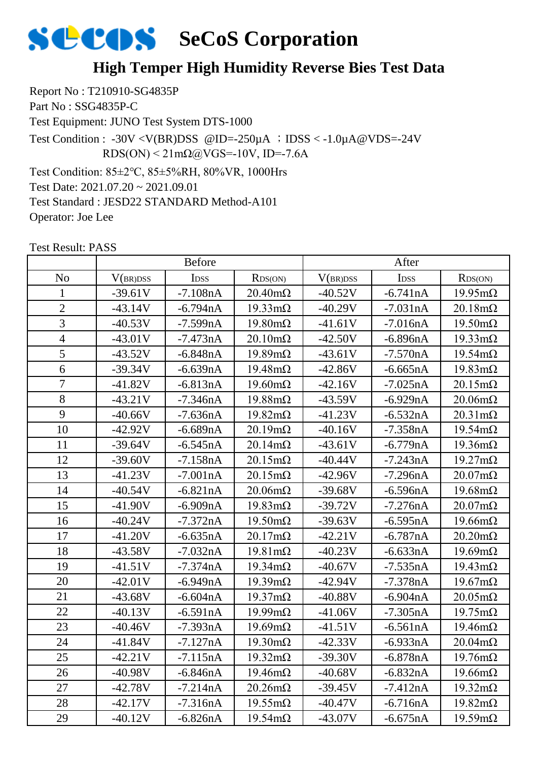# SeCoS Corporation

## High Temper High Humidity Reverse Bies Test Data

Report No : T210910-SG4835P
Part No : SSG4835P-C
Test Equipment: JUNO Test System DTS-1000
Test Condition : -30V <V(BR)DSS @ID=-250μA ；IDSS < -1.0μA@VDS=-24V
RDS(ON) < 21mΩ@VGS=-10V, ID=-7.6A
Test Condition: 85±2℃, 85±5%RH, 80%VR, 1000Hrs
Test Date: 2021.07.20 ~ 2021.09.01
Test Standard : JESD22 STANDARD Method-A101
Operator: Joe Lee

Test Result: PASS

| | Before | | | After | | |
|---|---|---|---|---|---|---|
| No | V(BR)DSS | IDSS | RDS(ON) | V(BR)DSS | IDSS | RDS(ON) |
| 1 | -39.61V | -7.108nA | 20.40mΩ | -40.52V | -6.741nA | 19.95mΩ |
| 2 | -43.14V | -6.794nA | 19.33mΩ | -40.29V | -7.031nA | 20.18mΩ |
| 3 | -40.53V | -7.599nA | 19.80mΩ | -41.61V | -7.016nA | 19.50mΩ |
| 4 | -43.01V | -7.473nA | 20.10mΩ | -42.50V | -6.896nA | 19.33mΩ |
| 5 | -43.52V | -6.848nA | 19.89mΩ | -43.61V | -7.570nA | 19.54mΩ |
| 6 | -39.34V | -6.639nA | 19.48mΩ | -42.86V | -6.665nA | 19.83mΩ |
| 7 | -41.82V | -6.813nA | 19.60mΩ | -42.16V | -7.025nA | 20.15mΩ |
| 8 | -43.21V | -7.346nA | 19.88mΩ | -43.59V | -6.929nA | 20.06mΩ |
| 9 | -40.66V | -7.636nA | 19.82mΩ | -41.23V | -6.532nA | 20.31mΩ |
| 10 | -42.92V | -6.689nA | 20.19mΩ | -40.16V | -7.358nA | 19.54mΩ |
| 11 | -39.64V | -6.545nA | 20.14mΩ | -43.61V | -6.779nA | 19.36mΩ |
| 12 | -39.60V | -7.158nA | 20.15mΩ | -40.44V | -7.243nA | 19.27mΩ |
| 13 | -41.23V | -7.001nA | 20.15mΩ | -42.96V | -7.296nA | 20.07mΩ |
| 14 | -40.54V | -6.821nA | 20.06mΩ | -39.68V | -6.596nA | 19.68mΩ |
| 15 | -41.90V | -6.909nA | 19.83mΩ | -39.72V | -7.276nA | 20.07mΩ |
| 16 | -40.24V | -7.372nA | 19.50mΩ | -39.63V | -6.595nA | 19.66mΩ |
| 17 | -41.20V | -6.635nA | 20.17mΩ | -42.21V | -6.787nA | 20.20mΩ |
| 18 | -43.58V | -7.032nA | 19.81mΩ | -40.23V | -6.633nA | 19.69mΩ |
| 19 | -41.51V | -7.374nA | 19.34mΩ | -40.67V | -7.535nA | 19.43mΩ |
| 20 | -42.01V | -6.949nA | 19.39mΩ | -42.94V | -7.378nA | 19.67mΩ |
| 21 | -43.68V | -6.604nA | 19.37mΩ | -40.88V | -6.904nA | 20.05mΩ |
| 22 | -40.13V | -6.591nA | 19.99mΩ | -41.06V | -7.305nA | 19.75mΩ |
| 23 | -40.46V | -7.393nA | 19.69mΩ | -41.51V | -6.561nA | 19.46mΩ |
| 24 | -41.84V | -7.127nA | 19.30mΩ | -42.33V | -6.933nA | 20.04mΩ |
| 25 | -42.21V | -7.115nA | 19.32mΩ | -39.30V | -6.878nA | 19.76mΩ |
| 26 | -40.98V | -6.846nA | 19.46mΩ | -40.68V | -6.832nA | 19.66mΩ |
| 27 | -42.78V | -7.214nA | 20.26mΩ | -39.45V | -7.412nA | 19.32mΩ |
| 28 | -42.17V | -7.316nA | 19.55mΩ | -40.47V | -6.716nA | 19.82mΩ |
| 29 | -40.12V | -6.826nA | 19.54mΩ | -43.07V | -6.675nA | 19.59mΩ |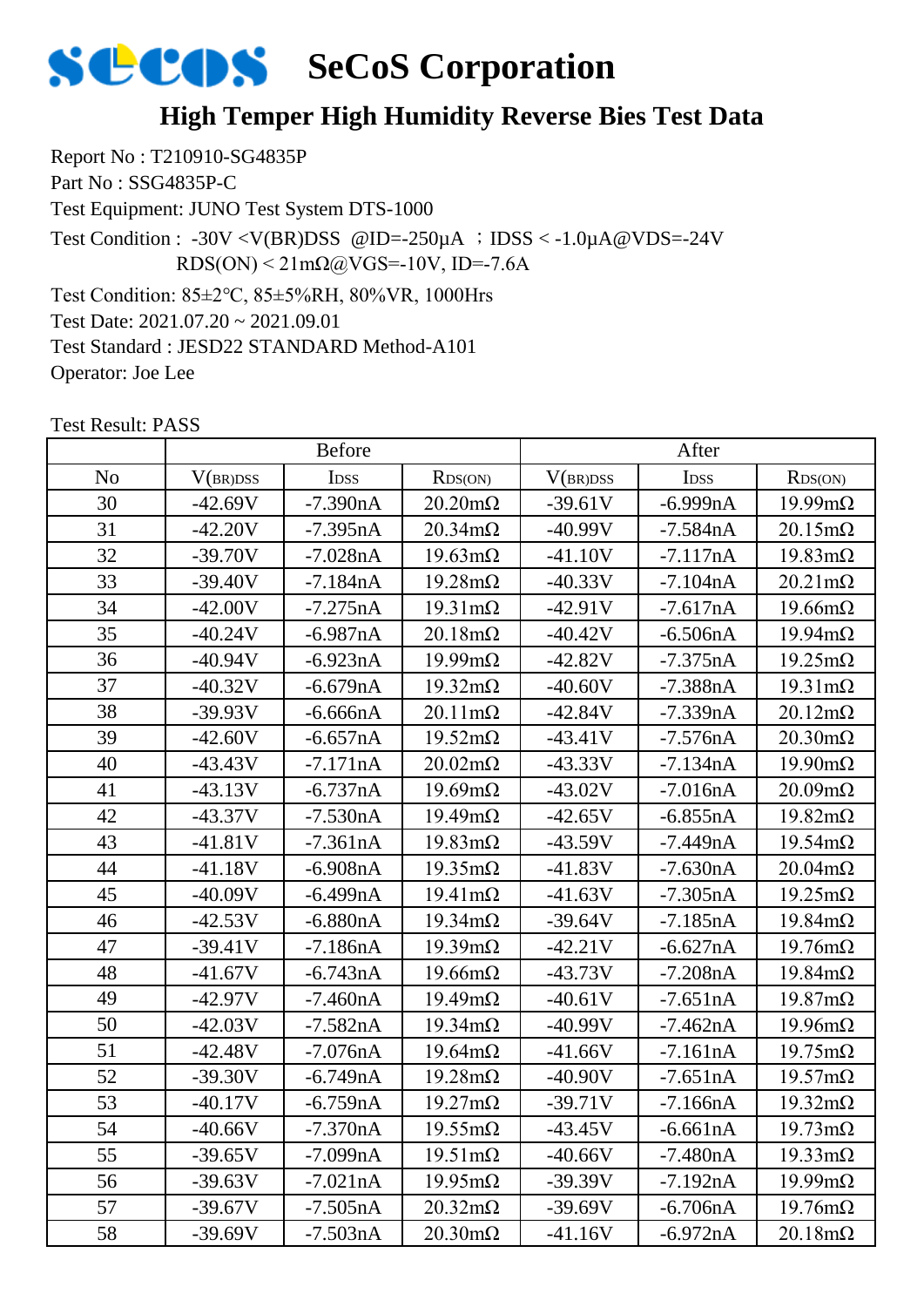# SeCoS Corporation

## High Temper High Humidity Reverse Bies Test Data

Report No : T210910-SG4835P
Part No : SSG4835P-C
Test Equipment: JUNO Test System DTS-1000
Test Condition : -30V <V(BR)DSS @ID=-250μA ；IDSS < -1.0μA@VDS=-24V
RDS(ON) < 21mΩ@VGS=-10V, ID=-7.6A
Test Condition: 85±2℃, 85±5%RH, 80%VR, 1000Hrs
Test Date: 2021.07.20 ~ 2021.09.01
Test Standard : JESD22 STANDARD Method-A101
Operator: Joe Lee

Test Result: PASS

| | Before | | | After | | |
|---|---|---|---|---|---|---|
| No | $V_{(BR)DSS}$ | $I_{DSS}$ | $R_{DS(ON)}$ | $V_{(BR)DSS}$ | $I_{DSS}$ | $R_{DS(ON)}$ |
| 30 | -42.69V | -7.390nA | 20.20mΩ | -39.61V | -6.999nA | 19.99mΩ |
| 31 | -42.20V | -7.395nA | 20.34mΩ | -40.99V | -7.584nA | 20.15mΩ |
| 32 | -39.70V | -7.028nA | 19.63mΩ | -41.10V | -7.117nA | 19.83mΩ |
| 33 | -39.40V | -7.184nA | 19.28mΩ | -40.33V | -7.104nA | 20.21mΩ |
| 34 | -42.00V | -7.275nA | 19.31mΩ | -42.91V | -7.617nA | 19.66mΩ |
| 35 | -40.24V | -6.987nA | 20.18mΩ | -40.42V | -6.506nA | 19.94mΩ |
| 36 | -40.94V | -6.923nA | 19.99mΩ | -42.82V | -7.375nA | 19.25mΩ |
| 37 | -40.32V | -6.679nA | 19.32mΩ | -40.60V | -7.388nA | 19.31mΩ |
| 38 | -39.93V | -6.666nA | 20.11mΩ | -42.84V | -7.339nA | 20.12mΩ |
| 39 | -42.60V | -6.657nA | 19.52mΩ | -43.41V | -7.576nA | 20.30mΩ |
| 40 | -43.43V | -7.171nA | 20.02mΩ | -43.33V | -7.134nA | 19.90mΩ |
| 41 | -43.13V | -6.737nA | 19.69mΩ | -43.02V | -7.016nA | 20.09mΩ |
| 42 | -43.37V | -7.530nA | 19.49mΩ | -42.65V | -6.855nA | 19.82mΩ |
| 43 | -41.81V | -7.361nA | 19.83mΩ | -43.59V | -7.449nA | 19.54mΩ |
| 44 | -41.18V | -6.908nA | 19.35mΩ | -41.83V | -7.630nA | 20.04mΩ |
| 45 | -40.09V | -6.499nA | 19.41mΩ | -41.63V | -7.305nA | 19.25mΩ |
| 46 | -42.53V | -6.880nA | 19.34mΩ | -39.64V | -7.185nA | 19.84mΩ |
| 47 | -39.41V | -7.186nA | 19.39mΩ | -42.21V | -6.627nA | 19.76mΩ |
| 48 | -41.67V | -6.743nA | 19.66mΩ | -43.73V | -7.208nA | 19.84mΩ |
| 49 | -42.97V | -7.460nA | 19.49mΩ | -40.61V | -7.651nA | 19.87mΩ |
| 50 | -42.03V | -7.582nA | 19.34mΩ | -40.99V | -7.462nA | 19.96mΩ |
| 51 | -42.48V | -7.076nA | 19.64mΩ | -41.66V | -7.161nA | 19.75mΩ |
| 52 | -39.30V | -6.749nA | 19.28mΩ | -40.90V | -7.651nA | 19.57mΩ |
| 53 | -40.17V | -6.759nA | 19.27mΩ | -39.71V | -7.166nA | 19.32mΩ |
| 54 | -40.66V | -7.370nA | 19.55mΩ | -43.45V | -6.661nA | 19.73mΩ |
| 55 | -39.65V | -7.099nA | 19.51mΩ | -40.66V | -7.480nA | 19.33mΩ |
| 56 | -39.63V | -7.021nA | 19.95mΩ | -39.39V | -7.192nA | 19.99mΩ |
| 57 | -39.67V | -7.505nA | 20.32mΩ | -39.69V | -6.706nA | 19.76mΩ |
| 58 | -39.69V | -7.503nA | 20.30mΩ | -41.16V | -6.972nA | 20.18mΩ |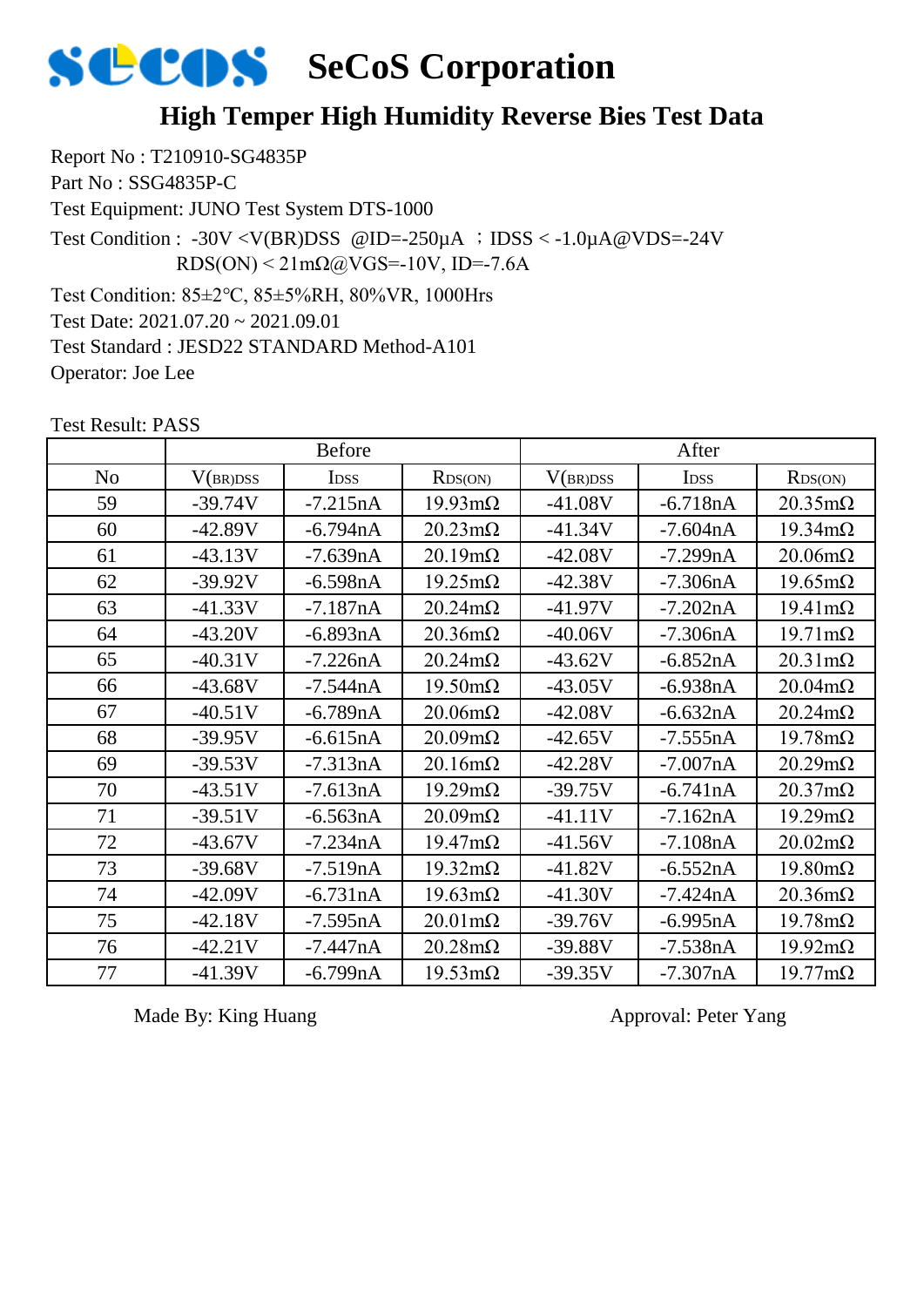# SeCoS Corporation

## High Temper High Humidity Reverse Bies Test Data

Report No : T210910-SG4835P
Part No : SSG4835P-C
Test Equipment: JUNO Test System DTS-1000
Test Condition : -30V <V(BR)DSS @ID=-250μA ；IDSS < -1.0μA@VDS=-24V
RDS(ON) < 21mΩ@VGS=-10V, ID=-7.6A
Test Condition: 85±2℃, 85±5%RH, 80%VR, 1000Hrs
Test Date: 2021.07.20 ~ 2021.09.01
Test Standard : JESD22 STANDARD Method-A101
Operator: Joe Lee

Test Result: PASS

| | Before | | | After | | |
|---|---|---|---|---|---|---|
| No | $V_{(BR)DSS}$ | $I_{DSS}$ | $R_{DS(ON)}$ | $V_{(BR)DSS}$ | $I_{DSS}$ | $R_{DS(ON)}$ |
| 59 | -39.74V | -7.215nA | 19.93mΩ | -41.08V | -6.718nA | 20.35mΩ |
| 60 | -42.89V | -6.794nA | 20.23mΩ | -41.34V | -7.604nA | 19.34mΩ |
| 61 | -43.13V | -7.639nA | 20.19mΩ | -42.08V | -7.299nA | 20.06mΩ |
| 62 | -39.92V | -6.598nA | 19.25mΩ | -42.38V | -7.306nA | 19.65mΩ |
| 63 | -41.33V | -7.187nA | 20.24mΩ | -41.97V | -7.202nA | 19.41mΩ |
| 64 | -43.20V | -6.893nA | 20.36mΩ | -40.06V | -7.306nA | 19.71mΩ |
| 65 | -40.31V | -7.226nA | 20.24mΩ | -43.62V | -6.852nA | 20.31mΩ |
| 66 | -43.68V | -7.544nA | 19.50mΩ | -43.05V | -6.938nA | 20.04mΩ |
| 67 | -40.51V | -6.789nA | 20.06mΩ | -42.08V | -6.632nA | 20.24mΩ |
| 68 | -39.95V | -6.615nA | 20.09mΩ | -42.65V | -7.555nA | 19.78mΩ |
| 69 | -39.53V | -7.313nA | 20.16mΩ | -42.28V | -7.007nA | 20.29mΩ |
| 70 | -43.51V | -7.613nA | 19.29mΩ | -39.75V | -6.741nA | 20.37mΩ |
| 71 | -39.51V | -6.563nA | 20.09mΩ | -41.11V | -7.162nA | 19.29mΩ |
| 72 | -43.67V | -7.234nA | 19.47mΩ | -41.56V | -7.108nA | 20.02mΩ |
| 73 | -39.68V | -7.519nA | 19.32mΩ | -41.82V | -6.552nA | 19.80mΩ |
| 74 | -42.09V | -6.731nA | 19.63mΩ | -41.30V | -7.424nA | 20.36mΩ |
| 75 | -42.18V | -7.595nA | 20.01mΩ | -39.76V | -6.995nA | 19.78mΩ |
| 76 | -42.21V | -7.447nA | 20.28mΩ | -39.88V | -7.538nA | 19.92mΩ |
| 77 | -41.39V | -6.799nA | 19.53mΩ | -39.35V | -7.307nA | 19.77mΩ |

Made By: King Huang

Approval: Peter Yang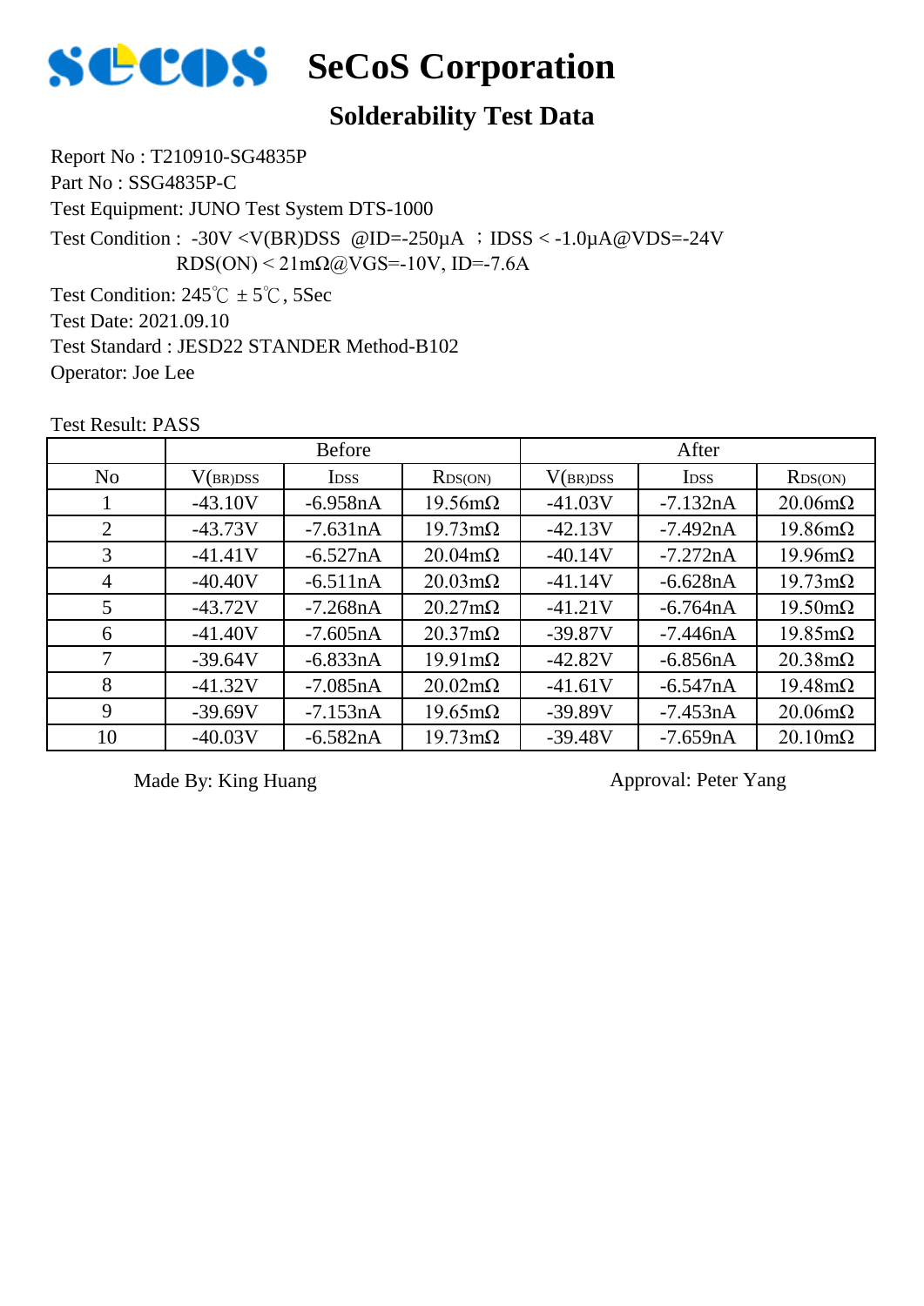# SeCoS Corporation

## Solderability Test Data

Report No : T210910-SG4835P

Part No : SSG4835P-C

Test Equipment: JUNO Test System DTS-1000

Test Condition : -30V <V(BR)DSS @ID=-250μA ；IDSS < -1.0μA@VDS=-24V
RDS(ON) < 21mΩ@VGS=-10V, ID=-7.6A

Test Condition: 245℃ ± 5℃, 5Sec

Test Date: 2021.09.10

Test Standard : JESD22 STANDER Method-B102

Operator: Joe Lee

Test Result: PASS

| | Before | | | After | | |
|---|---|---|---|---|---|---|
| No | $V_{(BR)DSS}$ | $I_{DSS}$ | $R_{DS(ON)}$ | $V_{(BR)DSS}$ | $I_{DSS}$ | $R_{DS(ON)}$ |
| 1 | -43.10V | -6.958nA | 19.56mΩ | -41.03V | -7.132nA | 20.06mΩ |
| 2 | -43.73V | -7.631nA | 19.73mΩ | -42.13V | -7.492nA | 19.86mΩ |
| 3 | -41.41V | -6.527nA | 20.04mΩ | -40.14V | -7.272nA | 19.96mΩ |
| 4 | -40.40V | -6.511nA | 20.03mΩ | -41.14V | -6.628nA | 19.73mΩ |
| 5 | -43.72V | -7.268nA | 20.27mΩ | -41.21V | -6.764nA | 19.50mΩ |
| 6 | -41.40V | -7.605nA | 20.37mΩ | -39.87V | -7.446nA | 19.85mΩ |
| 7 | -39.64V | -6.833nA | 19.91mΩ | -42.82V | -6.856nA | 20.38mΩ |
| 8 | -41.32V | -7.085nA | 20.02mΩ | -41.61V | -6.547nA | 19.48mΩ |
| 9 | -39.69V | -7.153nA | 19.65mΩ | -39.89V | -7.453nA | 20.06mΩ |
| 10 | -40.03V | -6.582nA | 19.73mΩ | -39.48V | -7.659nA | 20.10mΩ |

Made By: King Huang

Approval: Peter Yang